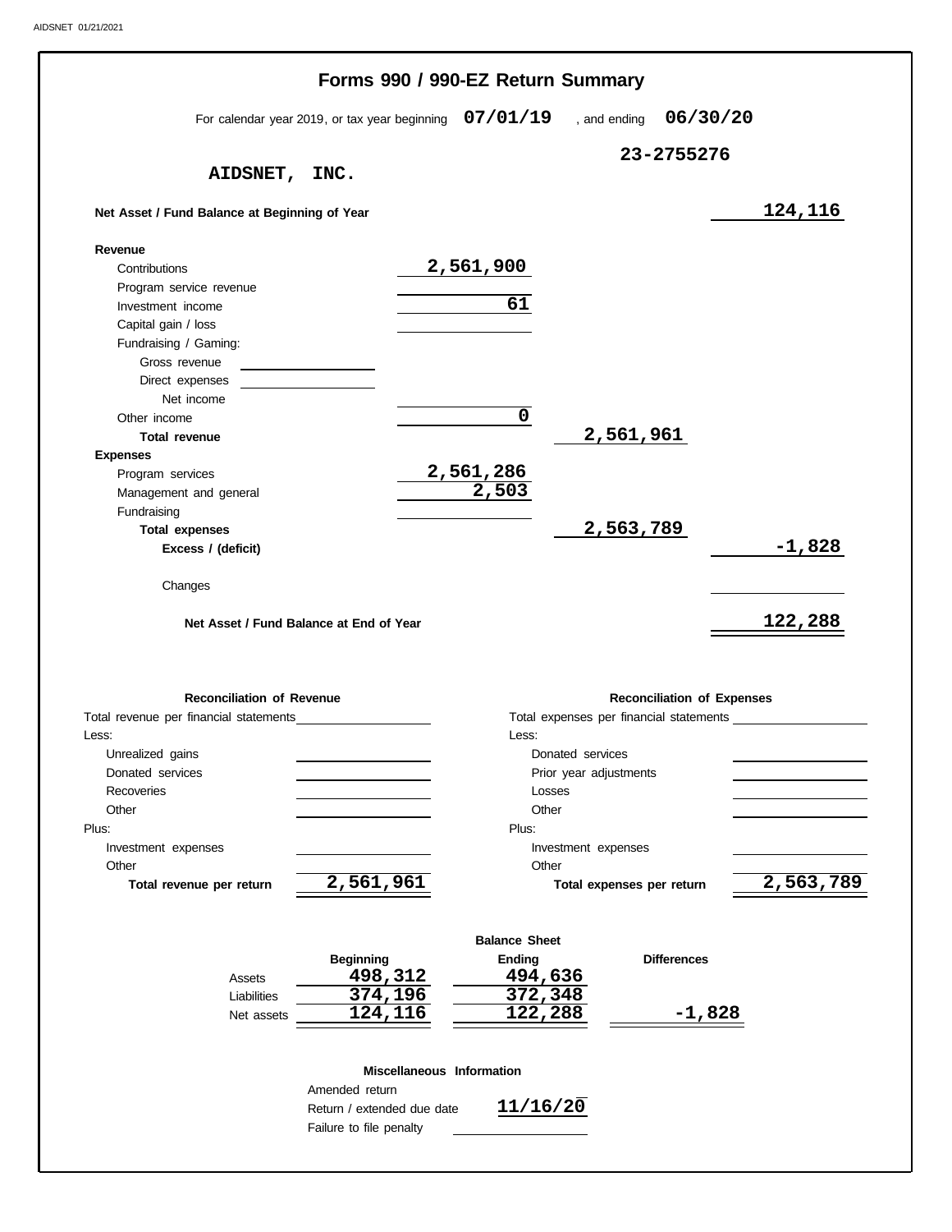# Forms 990 / 990-EZ Return Summary

For calendar year 2019, or tax year beginning **07/01/19** , and ending **06/30/20**

**AIDSNET, INC.**

**23-2755276**

| | | | |
|---|---|---|---|
| **Net Asset / Fund Balance at Beginning of Year** | | | 124,116 |
| **Revenue** | | | |
| Contributions | 2,561,900 | | |
| Program service revenue | | | |
| Investment income | 61 | | |
| Capital gain / loss | | | |
| Fundraising / Gaming: | | | |
| Gross revenue | | | |
| Direct expenses | | | |
| Net income | | | |
| Other income | 0 | | |
| **Total revenue** | | 2,561,961 | |
| **Expenses** | | | |
| Program services | 2,561,286 | | |
| Management and general | 2,503 | | |
| Fundraising | | | |
| **Total expenses** | | 2,563,789 | |
| **Excess / (deficit)** | | | -1,828 |
| Changes | | | |
| **Net Asset / Fund Balance at End of Year** | | | 122,288 |

| **Reconciliation of Revenue** | | **Reconciliation of Expenses** | |
|---|---|---|---|
| Total revenue per financial statements | | Total expenses per financial statements | |
| Less: | | Less: | |
| Unrealized gains | | Donated services | |
| Donated services | | Prior year adjustments | |
| Recoveries | | Losses | |
| Other | | Other | |
| Plus: | | Plus: | |
| Investment expenses | | Investment expenses | |
| Other | | Other | |
| **Total revenue per return** | 2,561,961 | **Total expenses per return** | 2,563,789 |

**Balance Sheet**

| | Beginning | Ending | Differences |
|---|---|---|---|
| Assets | 498,312 | 494,636 | |
| Liabilities | 374,196 | 372,348 | |
| Net assets | 124,116 | 122,288 | -1,828 |

**Miscellaneous Information**

| | |
|---|---|
| Amended return | |
| Return / extended due date | 11/16/20 |
| Failure to file penalty | |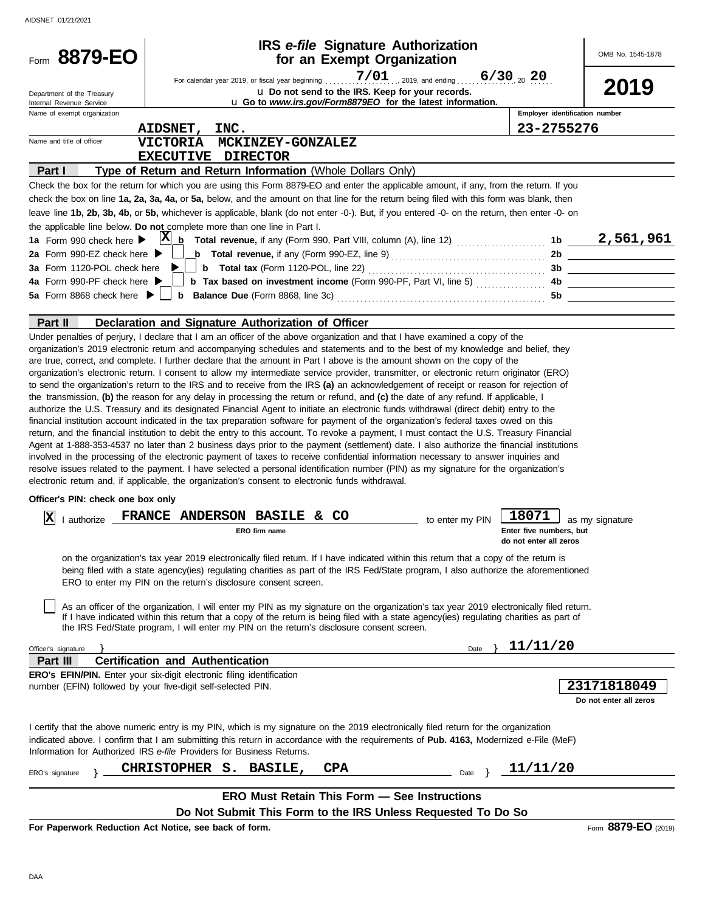Form **8879-EO**

Department of the Treasury
Internal Revenue Service

# IRS *e-file* Signature Authorization for an Exempt Organization

For calendar year 2019, or fiscal year beginning 7/01, 2019, and ending 6/30, 20 20

u Do not send to the IRS. Keep for your records.

u Go to *www.irs.gov/Form8879EO* for the latest information.

OMB No. 1545-1878

**2019**

Name of exempt organization: AIDSNET, INC.

Employer identification number: 23-2755276

Name and title of officer: VICTORIA MCKINZEY-GONZALEZ, EXECUTIVE DIRECTOR

## Part I — Type of Return and Return Information (Whole Dollars Only)

Check the box for the return for which you are using this Form 8879-EO and enter the applicable amount, if any, from the return. If you check the box on line **1a, 2a, 3a, 4a,** or **5a,** below, and the amount on that line for the return being filed with this form was blank, then leave line **1b, 2b, 3b, 4b,** or **5b,** whichever is applicable, blank (do not enter -0-). But, if you entered -0- on the return, then enter -0- on the applicable line below. **Do not** complete more than one line in Part I.

| | | | |
|---|---|---|---|
| **1a** Form 990 check here ▶ [X] | **b Total revenue,** if any (Form 990, Part VIII, column (A), line 12) | **1b** | 2,561,961 |
| **2a** Form 990-EZ check here ▶ [ ] | **b Total revenue,** if any (Form 990-EZ, line 9) | **2b** | |
| **3a** Form 1120-POL check here ▶ [ ] | **b Total tax** (Form 1120-POL, line 22) | **3b** | |
| **4a** Form 990-PF check here ▶ [ ] | **b Tax based on investment income** (Form 990-PF, Part VI, line 5) | **4b** | |
| **5a** Form 8868 check here ▶ [ ] | **b Balance Due** (Form 8868, line 3c) | **5b** | |

## Part II — Declaration and Signature Authorization of Officer

Under penalties of perjury, I declare that I am an officer of the above organization and that I have examined a copy of the organization's 2019 electronic return and accompanying schedules and statements and to the best of my knowledge and belief, they are true, correct, and complete. I further declare that the amount in Part I above is the amount shown on the copy of the organization's electronic return. I consent to allow my intermediate service provider, transmitter, or electronic return originator (ERO) to send the organization's return to the IRS and to receive from the IRS **(a)** an acknowledgement of receipt or reason for rejection of the transmission, **(b)** the reason for any delay in processing the return or refund, and **(c)** the date of any refund. If applicable, I authorize the U.S. Treasury and its designated Financial Agent to initiate an electronic funds withdrawal (direct debit) entry to the financial institution account indicated in the tax preparation software for payment of the organization's federal taxes owed on this return, and the financial institution to debit the entry to this account. To revoke a payment, I must contact the U.S. Treasury Financial Agent at 1-888-353-4537 no later than 2 business days prior to the payment (settlement) date. I also authorize the financial institutions involved in the processing of the electronic payment of taxes to receive confidential information necessary to answer inquiries and resolve issues related to the payment. I have selected a personal identification number (PIN) as my signature for the organization's electronic return and, if applicable, the organization's consent to electronic funds withdrawal.

**Officer's PIN: check one box only**

[X] I authorize FRANCE ANDERSON BASILE & CO (ERO firm name) to enter my PIN 18071 (Enter five numbers, but do not enter all zeros) as my signature on the organization's tax year 2019 electronically filed return. If I have indicated within this return that a copy of the return is being filed with a state agency(ies) regulating charities as part of the IRS Fed/State program, I also authorize the aforementioned ERO to enter my PIN on the return's disclosure consent screen.

[ ] As an officer of the organization, I will enter my PIN as my signature on the organization's tax year 2019 electronically filed return. If I have indicated within this return that a copy of the return is being filed with a state agency(ies) regulating charities as part of the IRS Fed/State program, I will enter my PIN on the return's disclosure consent screen.

Officer's signature } Date } 11/11/20

## Part III — Certification and Authentication

**ERO's EFIN/PIN.** Enter your six-digit electronic filing identification number (EFIN) followed by your five-digit self-selected PIN.

**23171818049**
Do not enter all zeros

I certify that the above numeric entry is my PIN, which is my signature on the 2019 electronically filed return for the organization indicated above. I confirm that I am submitting this return in accordance with the requirements of **Pub. 4163,** Modernized e-File (MeF) Information for Authorized IRS *e-file* Providers for Business Returns.

ERO's signature } CHRISTOPHER S. BASILE, CPA Date } 11/11/20

**ERO Must Retain This Form — See Instructions**

**Do Not Submit This Form to the IRS Unless Requested To Do So**

**For Paperwork Reduction Act Notice, see back of form.**

Form **8879-EO** (2019)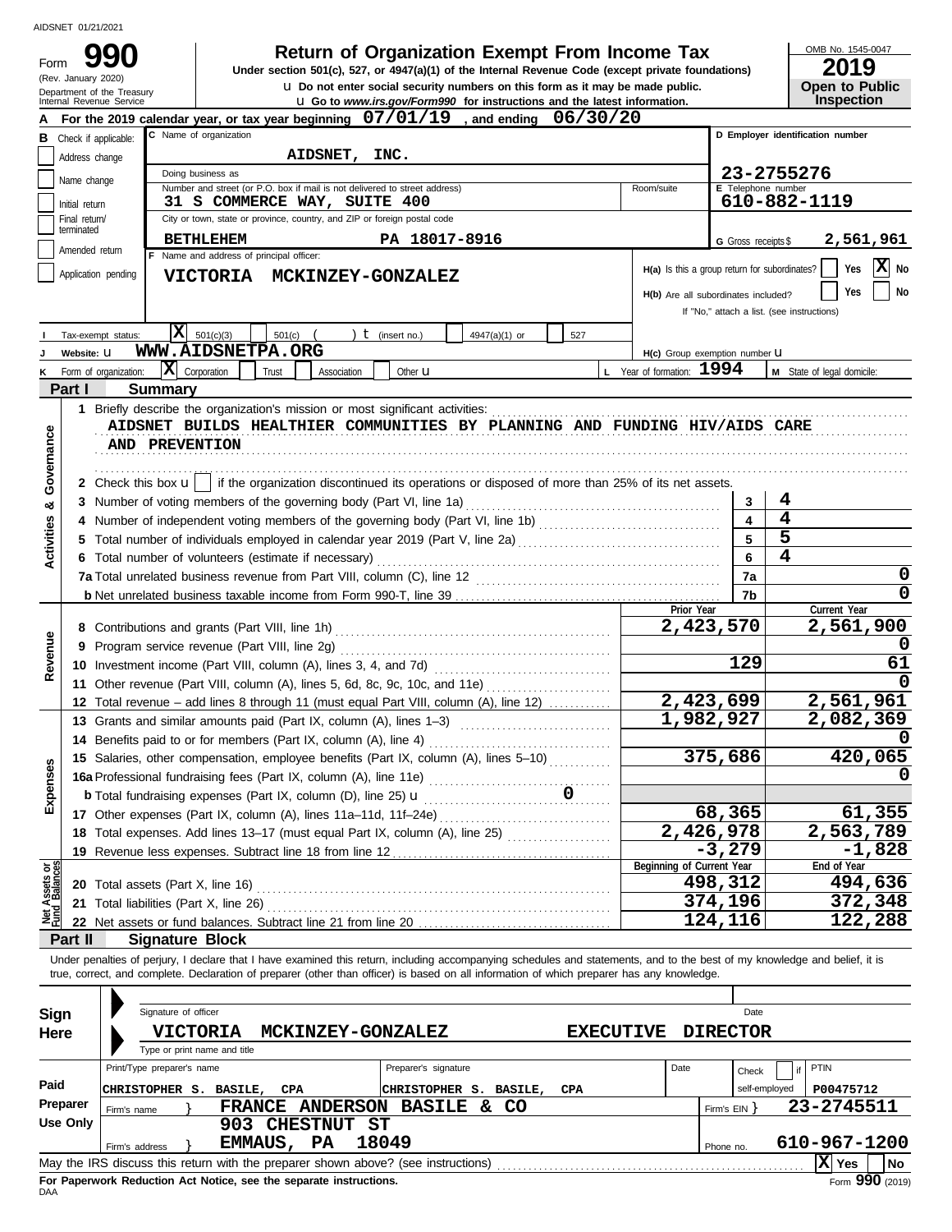AIDSNET 01/21/2021

# Form 990

**Return of Organization Exempt From Income Tax**

Under section 501(c), 527, or 4947(a)(1) of the Internal Revenue Code (except private foundations)

u Do not enter social security numbers on this form as it may be made public.

u Go to www.irs.gov/Form990 for instructions and the latest information.

(Rev. January 2020)
Department of the Treasury
Internal Revenue Service

OMB No. 1545-0047

**2019**

**Open to Public Inspection**

**A** For the 2019 calendar year, or tax year beginning 07/01/19 , and ending 06/30/20

**B** Check if applicable:
- Address change
- Name change
- Initial return
- Final return/terminated
- Amended return
- Application pending

**C** Name of organization: AIDSNET, INC.

Doing business as

Number and street (or P.O. box if mail is not delivered to street address): 31 S COMMERCE WAY, SUITE 400 — Room/suite

City or town, state or province, country, and ZIP or foreign postal code: BETHLEHEM PA 18017-8916

**D** Employer identification number: 23-2755276

**E** Telephone number: 610-882-1119

**G** Gross receipts $ 2,561,961

**F** Name and address of principal officer: VICTORIA MCKINZEY-GONZALEZ

H(a) Is this a group return for subordinates? Yes [ ] No [X]

H(b) Are all subordinates included? Yes [ ] No [ ]
If "No," attach a list. (see instructions)

**I** Tax-exempt status: [X] 501(c)(3) [ ] 501(c) ( ) t (insert no.) [ ] 4947(a)(1) or [ ] 527

**J** Website: u WWW.AIDSNETPA.ORG

H(c) Group exemption number u

**K** Form of organization: [X] Corporation [ ] Trust [ ] Association [ ] Other u

**L** Year of formation: 1994

**M** State of legal domicile:

## Part I Summary

**Activities & Governance**

1 Briefly describe the organization's mission or most significant activities:
AIDSNET BUILDS HEALTHIER COMMUNITIES BY PLANNING AND FUNDING HIV/AIDS CARE AND PREVENTION

2 Check this box u [ ] if the organization discontinued its operations or disposed of more than 25% of its net assets.

| | | Line | Value |
|---|---|---|---|
| 3 | Number of voting members of the governing body (Part VI, line 1a) | 3 | 4 |
| 4 | Number of independent voting members of the governing body (Part VI, line 1b) | 4 | 4 |
| 5 | Total number of individuals employed in calendar year 2019 (Part V, line 2a) | 5 | 5 |
| 6 | Total number of volunteers (estimate if necessary) | 6 | 4 |
| 7a | Total unrelated business revenue from Part VIII, column (C), line 12 | 7a | 0 |
| b | Net unrelated business taxable income from Form 990-T, line 39 | 7b | 0 |

| | | Prior Year | Current Year |
|---|---|---|---|
| **Revenue** | | | |
| 8 | Contributions and grants (Part VIII, line 1h) | 2,423,570 | 2,561,900 |
| 9 | Program service revenue (Part VIII, line 2g) | | 0 |
| 10 | Investment income (Part VIII, column (A), lines 3, 4, and 7d) | 129 | 61 |
| 11 | Other revenue (Part VIII, column (A), lines 5, 6d, 8c, 9c, 10c, and 11e) | | 0 |
| 12 | Total revenue – add lines 8 through 11 (must equal Part VIII, column (A), line 12) | 2,423,699 | 2,561,961 |
| **Expenses** | | | |
| 13 | Grants and similar amounts paid (Part IX, column (A), lines 1–3) | 1,982,927 | 2,082,369 |
| 14 | Benefits paid to or for members (Part IX, column (A), line 4) | | 0 |
| 15 | Salaries, other compensation, employee benefits (Part IX, column (A), lines 5–10) | 375,686 | 420,065 |
| 16a | Professional fundraising fees (Part IX, column (A), line 11e) | | 0 |
| b | Total fundraising expenses (Part IX, column (D), line 25) u 0 | | |
| 17 | Other expenses (Part IX, column (A), lines 11a–11d, 11f–24e) | 68,365 | 61,355 |
| 18 | Total expenses. Add lines 13–17 (must equal Part IX, column (A), line 25) | 2,426,978 | 2,563,789 |
| 19 | Revenue less expenses. Subtract line 18 from line 12 | -3,279 | -1,828 |
| **Net Assets or Fund Balances** | | **Beginning of Current Year** | **End of Year** |
| 20 | Total assets (Part X, line 16) | 498,312 | 494,636 |
| 21 | Total liabilities (Part X, line 26) | 374,196 | 372,348 |
| 22 | Net assets or fund balances. Subtract line 21 from line 20 | 124,116 | 122,288 |

## Part II Signature Block

Under penalties of perjury, I declare that I have examined this return, including accompanying schedules and statements, and to the best of my knowledge and belief, it is true, correct, and complete. Declaration of preparer (other than officer) is based on all information of which preparer has any knowledge.

**Sign Here**

Signature of officer — Date

VICTORIA MCKINZEY-GONZALEZ — EXECUTIVE DIRECTOR

Type or print name and title

**Paid Preparer Use Only**

| Print/Type preparer's name | Preparer's signature | Date | Check [ ] if self-employed | PTIN |
|---|---|---|---|---|
| CHRISTOPHER S. BASILE, CPA | CHRISTOPHER S. BASILE, CPA | | | P00475712 |

Firm's name } FRANCE ANDERSON BASILE & CO — Firm's EIN } 23-2745511

Firm's address } 903 CHESTNUT ST, EMMAUS, PA 18049 — Phone no. 610-967-1200

May the IRS discuss this return with the preparer shown above? (see instructions) [X] Yes [ ] No

**For Paperwork Reduction Act Notice, see the separate instructions.**

DAA — Form 990 (2019)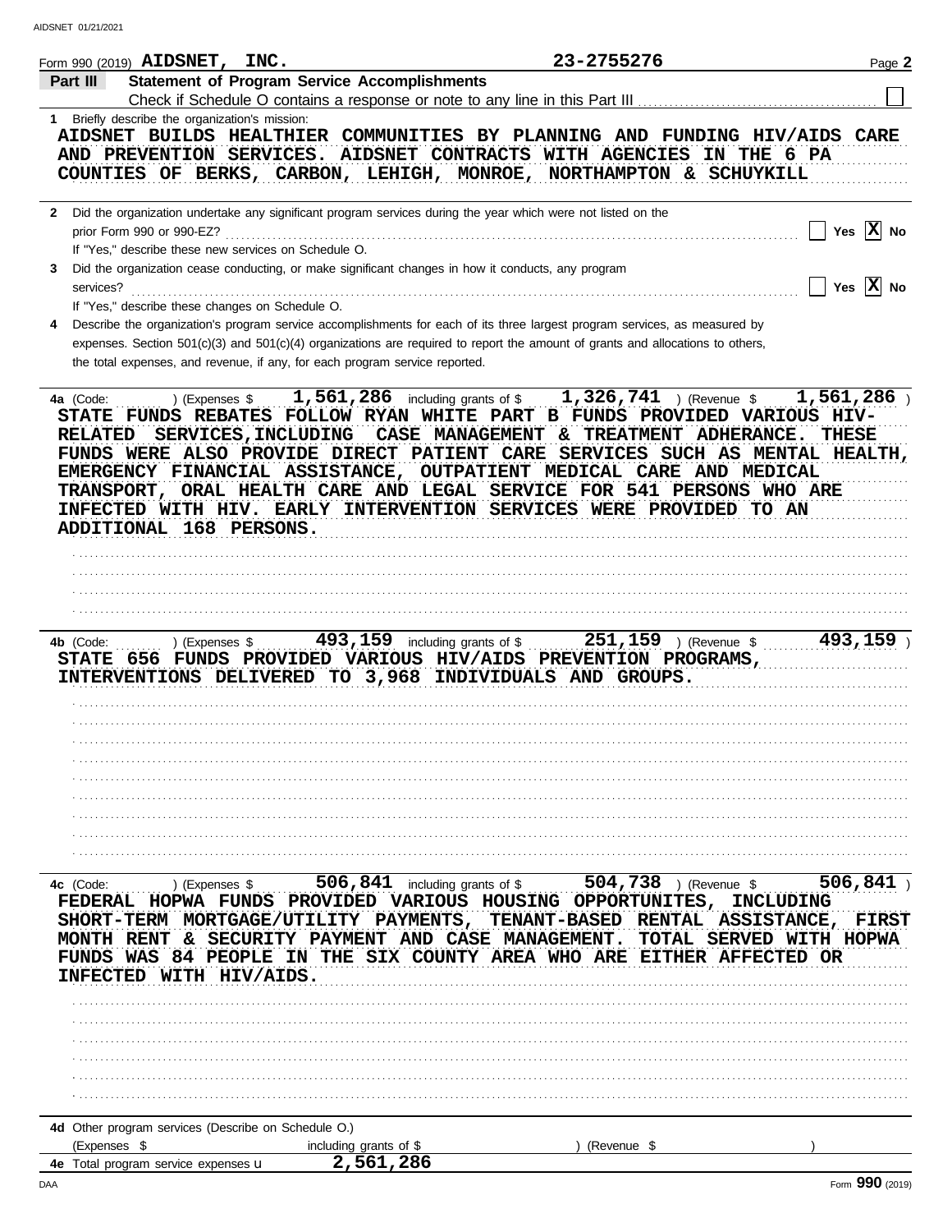Form 990 (2019) **AIDSNET, INC.** **23-2755276** Page **2**

## Part III Statement of Program Service Accomplishments

Check if Schedule O contains a response or note to any line in this Part III ☐

**1** Briefly describe the organization's mission:

AIDSNET BUILDS HEALTHIER COMMUNITIES BY PLANNING AND FUNDING HIV/AIDS CARE AND PREVENTION SERVICES. AIDSNET CONTRACTS WITH AGENCIES IN THE 6 PA COUNTIES OF BERKS, CARBON, LEHIGH, MONROE, NORTHAMPTON & SCHUYKILL

**2** Did the organization undertake any significant program services during the year which were not listed on the prior Form 990 or 990-EZ? ☐ Yes ☒ No

If "Yes," describe these new services on Schedule O.

**3** Did the organization cease conducting, or make significant changes in how it conducts, any program services? ☐ Yes ☒ No

If "Yes," describe these changes on Schedule O.

**4** Describe the organization's program service accomplishments for each of its three largest program services, as measured by expenses. Section 501(c)(3) and 501(c)(4) organizations are required to report the amount of grants and allocations to others, the total expenses, and revenue, if any, for each program service reported.

**4a** (Code: ) (Expenses $ **1,561,286** including grants of $ **1,326,741** ) (Revenue $ **1,561,286** )

STATE FUNDS REBATES FOLLOW RYAN WHITE PART B FUNDS PROVIDED VARIOUS HIV-RELATED SERVICES,INCLUDING CASE MANAGEMENT & TREATMENT ADHERANCE. THESE FUNDS WERE ALSO PROVIDE DIRECT PATIENT CARE SERVICES SUCH AS MENTAL HEALTH, EMERGENCY FINANCIAL ASSISTANCE, OUTPATIENT MEDICAL CARE AND MEDICAL TRANSPORT, ORAL HEALTH CARE AND LEGAL SERVICE FOR 541 PERSONS WHO ARE INFECTED WITH HIV. EARLY INTERVENTION SERVICES WERE PROVIDED TO AN ADDITIONAL 168 PERSONS.

**4b** (Code: ) (Expenses $ **493,159** including grants of $ **251,159** ) (Revenue $ **493,159** )

STATE 656 FUNDS PROVIDED VARIOUS HIV/AIDS PREVENTION PROGRAMS, INTERVENTIONS DELIVERED TO 3,968 INDIVIDUALS AND GROUPS.

**4c** (Code: ) (Expenses $ **506,841** including grants of $ **504,738** ) (Revenue $ **506,841** )

FEDERAL HOPWA FUNDS PROVIDED VARIOUS HOUSING OPPORTUNITES, INCLUDING SHORT-TERM MORTGAGE/UTILITY PAYMENTS, TENANT-BASED RENTAL ASSISTANCE, FIRST MONTH RENT & SECURITY PAYMENT AND CASE MANAGEMENT. TOTAL SERVED WITH HOPWA FUNDS WAS 84 PEOPLE IN THE SIX COUNTY AREA WHO ARE EITHER AFFECTED OR INFECTED WITH HIV/AIDS.

**4d** Other program services (Describe on Schedule O.)

(Expenses $ including grants of $ ) (Revenue $ )

**4e** Total program service expenses **2,561,286**

Form **990** (2019)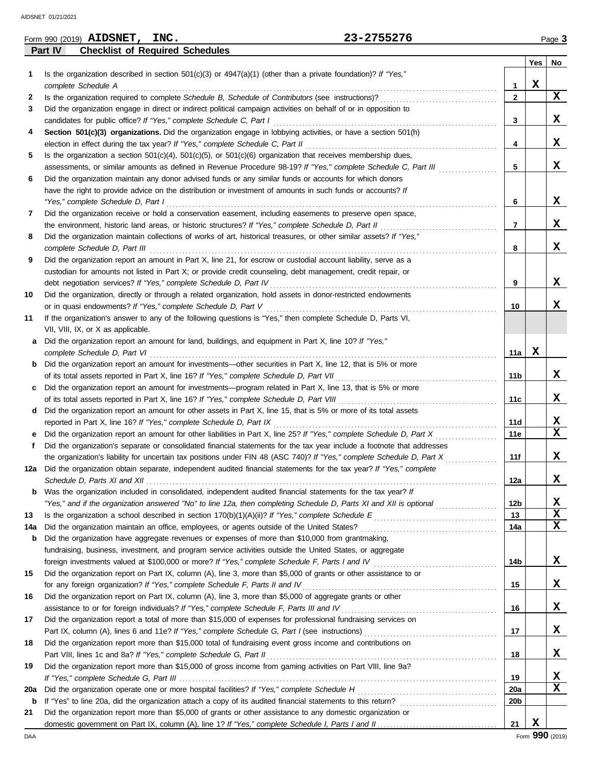Form 990 (2019) **AIDSNET, INC.** **23-2755276** Page **3**

## Part IV Checklist of Required Schedules

| | | | Yes | No |
|---|---|---|---|---|
| 1 | Is the organization described in section 501(c)(3) or 4947(a)(1) (other than a private foundation)? *If "Yes," complete Schedule A* | 1 | X | |
| 2 | Is the organization required to complete *Schedule B, Schedule of Contributors* (see instructions)? | 2 | | X |
| 3 | Did the organization engage in direct or indirect political campaign activities on behalf of or in opposition to candidates for public office? *If "Yes," complete Schedule C, Part I* | 3 | | X |
| 4 | **Section 501(c)(3) organizations.** Did the organization engage in lobbying activities, or have a section 501(h) election in effect during the tax year? *If "Yes," complete Schedule C, Part II* | 4 | | X |
| 5 | Is the organization a section 501(c)(4), 501(c)(5), or 501(c)(6) organization that receives membership dues, assessments, or similar amounts as defined in Revenue Procedure 98-19? *If "Yes," complete Schedule C, Part III* | 5 | | X |
| 6 | Did the organization maintain any donor advised funds or any similar funds or accounts for which donors have the right to provide advice on the distribution or investment of amounts in such funds or accounts? *If "Yes," complete Schedule D, Part I* | 6 | | X |
| 7 | Did the organization receive or hold a conservation easement, including easements to preserve open space, the environment, historic land areas, or historic structures? *If "Yes," complete Schedule D, Part II* | 7 | | X |
| 8 | Did the organization maintain collections of works of art, historical treasures, or other similar assets? *If "Yes," complete Schedule D, Part III* | 8 | | X |
| 9 | Did the organization report an amount in Part X, line 21, for escrow or custodial account liability, serve as a custodian for amounts not listed in Part X; or provide credit counseling, debt management, credit repair, or debt negotiation services? *If "Yes," complete Schedule D, Part IV* | 9 | | X |
| 10 | Did the organization, directly or through a related organization, hold assets in donor-restricted endowments or in quasi endowments? *If "Yes," complete Schedule D, Part V* | 10 | | X |
| 11 | If the organization's answer to any of the following questions is "Yes," then complete Schedule D, Parts VI, VII, VIII, IX, or X as applicable. | | | |
| a | Did the organization report an amount for land, buildings, and equipment in Part X, line 10? *If "Yes," complete Schedule D, Part VI* | 11a | X | |
| b | Did the organization report an amount for investments—other securities in Part X, line 12, that is 5% or more of its total assets reported in Part X, line 16? *If "Yes," complete Schedule D, Part VII* | 11b | | X |
| c | Did the organization report an amount for investments—program related in Part X, line 13, that is 5% or more of its total assets reported in Part X, line 16? *If "Yes," complete Schedule D, Part VIII* | 11c | | X |
| d | Did the organization report an amount for other assets in Part X, line 15, that is 5% or more of its total assets reported in Part X, line 16? *If "Yes," complete Schedule D, Part IX* | 11d | | X |
| e | Did the organization report an amount for other liabilities in Part X, line 25? *If "Yes," complete Schedule D, Part X* | 11e | | X |
| f | Did the organization's separate or consolidated financial statements for the tax year include a footnote that addresses the organization's liability for uncertain tax positions under FIN 48 (ASC 740)? *If "Yes," complete Schedule D, Part X* | 11f | | X |
| 12a | Did the organization obtain separate, independent audited financial statements for the tax year? *If "Yes," complete Schedule D, Parts XI and XII* | 12a | | X |
| b | Was the organization included in consolidated, independent audited financial statements for the tax year? *If "Yes," and if the organization answered "No" to line 12a, then completing Schedule D, Parts XI and XII is optional* | 12b | | X |
| 13 | Is the organization a school described in section 170(b)(1)(A)(ii)? *If "Yes," complete Schedule E* | 13 | | X |
| 14a | Did the organization maintain an office, employees, or agents outside of the United States? | 14a | | X |
| b | Did the organization have aggregate revenues or expenses of more than $10,000 from grantmaking, fundraising, business, investment, and program service activities outside the United States, or aggregate foreign investments valued at $100,000 or more? *If "Yes," complete Schedule F, Parts I and IV* | 14b | | X |
| 15 | Did the organization report on Part IX, column (A), line 3, more than $5,000 of grants or other assistance to or for any foreign organization? *If "Yes," complete Schedule F, Parts II and IV* | 15 | | X |
| 16 | Did the organization report on Part IX, column (A), line 3, more than $5,000 of aggregate grants or other assistance to or for foreign individuals? *If "Yes," complete Schedule F, Parts III and IV* | 16 | | X |
| 17 | Did the organization report a total of more than $15,000 of expenses for professional fundraising services on Part IX, column (A), lines 6 and 11e? *If "Yes," complete Schedule G, Part I* (see instructions) | 17 | | X |
| 18 | Did the organization report more than $15,000 total of fundraising event gross income and contributions on Part VIII, lines 1c and 8a? *If "Yes," complete Schedule G, Part II* | 18 | | X |
| 19 | Did the organization report more than $15,000 of gross income from gaming activities on Part VIII, line 9a? *If "Yes," complete Schedule G, Part III* | 19 | | X |
| 20a | Did the organization operate one or more hospital facilities? *If "Yes," complete Schedule H* | 20a | | X |
| b | If "Yes" to line 20a, did the organization attach a copy of its audited financial statements to this return? | 20b | | |
| 21 | Did the organization report more than $5,000 of grants or other assistance to any domestic organization or domestic government on Part IX, column (A), line 1? *If "Yes," complete Schedule I, Parts I and II* | 21 | X | |

DAA Form **990** (2019)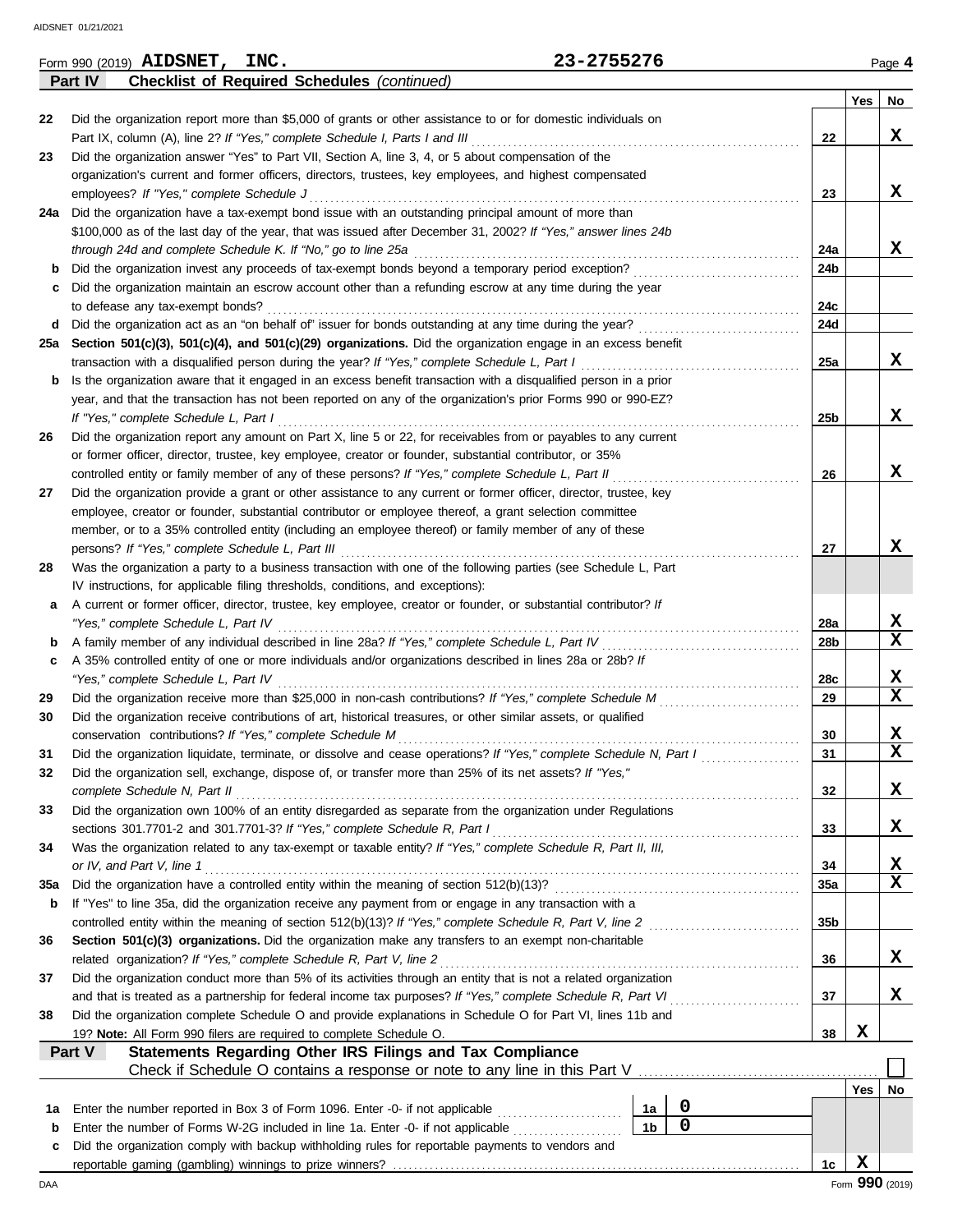Form 990 (2019) **AIDSNET, INC.** **23-2755276** Page **4**

## Part IV Checklist of Required Schedules *(continued)*

| | | | Yes | No |
|---|---|---|---|---|
| **22** | Did the organization report more than $5,000 of grants or other assistance to or for domestic individuals on Part IX, column (A), line 2? *If "Yes," complete Schedule I, Parts I and III* | **22** | | **X** |
| **23** | Did the organization answer "Yes" to Part VII, Section A, line 3, 4, or 5 about compensation of the organization's current and former officers, directors, trustees, key employees, and highest compensated employees? *If "Yes," complete Schedule J* | **23** | | **X** |
| **24a** | Did the organization have a tax-exempt bond issue with an outstanding principal amount of more than $100,000 as of the last day of the year, that was issued after December 31, 2002? *If "Yes," answer lines 24b through 24d and complete Schedule K. If "No," go to line 25a* | **24a** | | **X** |
| **b** | Did the organization invest any proceeds of tax-exempt bonds beyond a temporary period exception? | **24b** | | |
| **c** | Did the organization maintain an escrow account other than a refunding escrow at any time during the year to defease any tax-exempt bonds? | **24c** | | |
| **d** | Did the organization act as an "on behalf of" issuer for bonds outstanding at any time during the year? | **24d** | | |
| **25a** | **Section 501(c)(3), 501(c)(4), and 501(c)(29) organizations.** Did the organization engage in an excess benefit transaction with a disqualified person during the year? *If "Yes," complete Schedule L, Part I* | **25a** | | **X** |
| **b** | Is the organization aware that it engaged in an excess benefit transaction with a disqualified person in a prior year, and that the transaction has not been reported on any of the organization's prior Forms 990 or 990-EZ? *If "Yes," complete Schedule L, Part I* | **25b** | | **X** |
| **26** | Did the organization report any amount on Part X, line 5 or 22, for receivables from or payables to any current or former officer, director, trustee, key employee, creator or founder, substantial contributor, or 35% controlled entity or family member of any of these persons? *If "Yes," complete Schedule L, Part II* | **26** | | **X** |
| **27** | Did the organization provide a grant or other assistance to any current or former officer, director, trustee, key employee, creator or founder, substantial contributor or employee thereof, a grant selection committee member, or to a 35% controlled entity (including an employee thereof) or family member of any of these persons? *If "Yes," complete Schedule L, Part III* | **27** | | **X** |
| **28** | Was the organization a party to a business transaction with one of the following parties (see Schedule L, Part IV instructions, for applicable filing thresholds, conditions, and exceptions): | | | |
| **a** | A current or former officer, director, trustee, key employee, creator or founder, or substantial contributor? *If "Yes," complete Schedule L, Part IV* | **28a** | | **X** |
| **b** | A family member of any individual described in line 28a? *If "Yes," complete Schedule L, Part IV* | **28b** | | **X** |
| **c** | A 35% controlled entity of one or more individuals and/or organizations described in lines 28a or 28b? *If "Yes," complete Schedule L, Part IV* | **28c** | | **X** |
| **29** | Did the organization receive more than $25,000 in non-cash contributions? *If "Yes," complete Schedule M* | **29** | | **X** |
| **30** | Did the organization receive contributions of art, historical treasures, or other similar assets, or qualified conservation contributions? *If "Yes," complete Schedule M* | **30** | | **X** |
| **31** | Did the organization liquidate, terminate, or dissolve and cease operations? *If "Yes," complete Schedule N, Part I* | **31** | | **X** |
| **32** | Did the organization sell, exchange, dispose of, or transfer more than 25% of its net assets? *If "Yes," complete Schedule N, Part II* | **32** | | **X** |
| **33** | Did the organization own 100% of an entity disregarded as separate from the organization under Regulations sections 301.7701-2 and 301.7701-3? *If "Yes," complete Schedule R, Part I* | **33** | | **X** |
| **34** | Was the organization related to any tax-exempt or taxable entity? *If "Yes," complete Schedule R, Part II, III, or IV, and Part V, line 1* | **34** | | **X** |
| **35a** | Did the organization have a controlled entity within the meaning of section 512(b)(13)? | **35a** | | **X** |
| **b** | If "Yes" to line 35a, did the organization receive any payment from or engage in any transaction with a controlled entity within the meaning of section 512(b)(13)? *If "Yes," complete Schedule R, Part V, line 2* | **35b** | | |
| **36** | **Section 501(c)(3) organizations.** Did the organization make any transfers to an exempt non-charitable related organization? *If "Yes," complete Schedule R, Part V, line 2* | **36** | | **X** |
| **37** | Did the organization conduct more than 5% of its activities through an entity that is not a related organization and that is treated as a partnership for federal income tax purposes? *If "Yes," complete Schedule R, Part VI* | **37** | | **X** |
| **38** | Did the organization complete Schedule O and provide explanations in Schedule O for Part VI, lines 11b and 19? **Note:** All Form 990 filers are required to complete Schedule O. | **38** | **X** | |

## Part V Statements Regarding Other IRS Filings and Tax Compliance

Check if Schedule O contains a response or note to any line in this Part V ☐

| | | | | | Yes | No |
|---|---|---|---|---|---|---|
| **1a** | Enter the number reported in Box 3 of Form 1096. Enter -0- if not applicable | **1a** | **0** | | | |
| **b** | Enter the number of Forms W-2G included in line 1a. Enter -0- if not applicable | **1b** | **0** | | | |
| **c** | Did the organization comply with backup withholding rules for reportable payments to vendors and reportable gaming (gambling) winnings to prize winners? | | | **1c** | **X** | |

Form **990** (2019)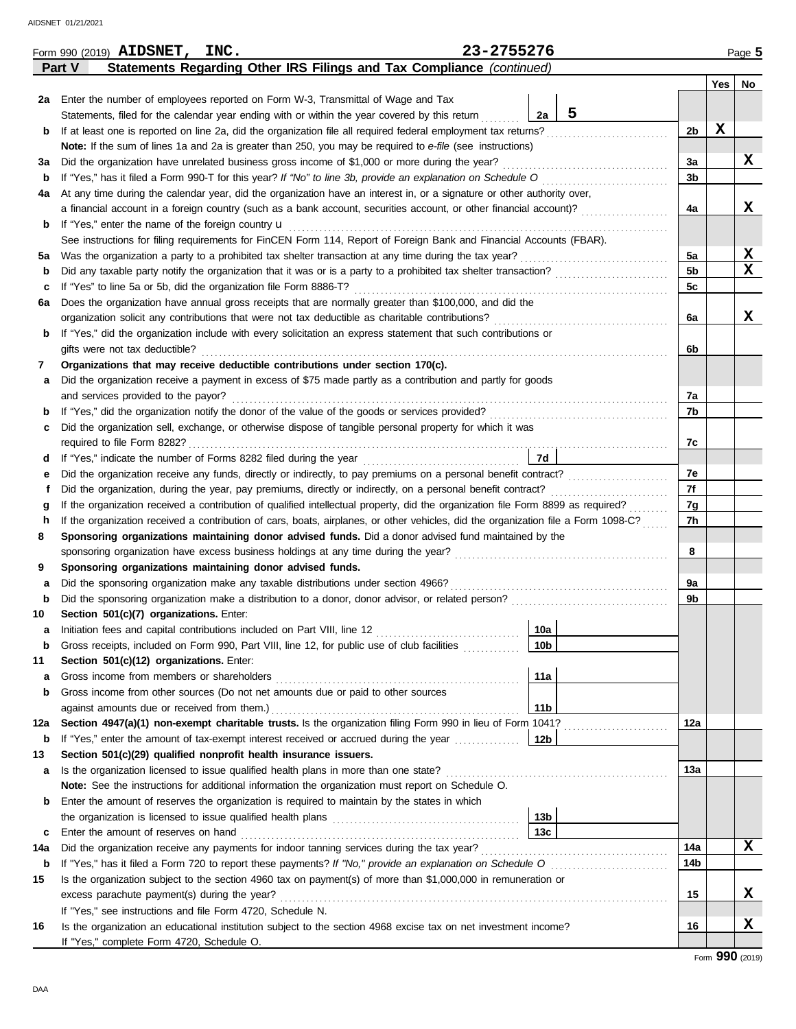Form 990 (2019) **AIDSNET, INC.** **23-2755276** Page **5**

**Part V Statements Regarding Other IRS Filings and Tax Compliance** *(continued)*

| | | | | Yes | No |
|---|---|---|---|---|---|
| **2a** | Enter the number of employees reported on Form W-3, Transmittal of Wage and Tax Statements, filed for the calendar year ending with or within the year covered by this return | 2a | 5 | | |
| **b** | If at least one is reported on line 2a, did the organization file all required federal employment tax returns? | | 2b | X | |
| | **Note:** If the sum of lines 1a and 2a is greater than 250, you may be required to *e-file* (see instructions) | | | | |
| **3a** | Did the organization have unrelated business gross income of $1,000 or more during the year? | | 3a | | X |
| **b** | If "Yes," has it filed a Form 990-T for this year? *If "No" to line 3b, provide an explanation on Schedule O* | | 3b | | |
| **4a** | At any time during the calendar year, did the organization have an interest in, or a signature or other authority over, a financial account in a foreign country (such as a bank account, securities account, or other financial account)? | | 4a | | X |
| **b** | If "Yes," enter the name of the foreign country u<br>See instructions for filing requirements for FinCEN Form 114, Report of Foreign Bank and Financial Accounts (FBAR). | | | | |
| **5a** | Was the organization a party to a prohibited tax shelter transaction at any time during the tax year? | | 5a | | X |
| **b** | Did any taxable party notify the organization that it was or is a party to a prohibited tax shelter transaction? | | 5b | | X |
| **c** | If "Yes" to line 5a or 5b, did the organization file Form 8886-T? | | 5c | | |
| **6a** | Does the organization have annual gross receipts that are normally greater than $100,000, and did the organization solicit any contributions that were not tax deductible as charitable contributions? | | 6a | | X |
| **b** | If "Yes," did the organization include with every solicitation an express statement that such contributions or gifts were not tax deductible? | | 6b | | |
| **7** | **Organizations that may receive deductible contributions under section 170(c).** | | | | |
| **a** | Did the organization receive a payment in excess of $75 made partly as a contribution and partly for goods and services provided to the payor? | | 7a | | |
| **b** | If "Yes," did the organization notify the donor of the value of the goods or services provided? | | 7b | | |
| **c** | Did the organization sell, exchange, or otherwise dispose of tangible personal property for which it was required to file Form 8282? | | 7c | | |
| **d** | If "Yes," indicate the number of Forms 8282 filed during the year | 7d | | | |
| **e** | Did the organization receive any funds, directly or indirectly, to pay premiums on a personal benefit contract? | | 7e | | |
| **f** | Did the organization, during the year, pay premiums, directly or indirectly, on a personal benefit contract? | | 7f | | |
| **g** | If the organization received a contribution of qualified intellectual property, did the organization file Form 8899 as required? | | 7g | | |
| **h** | If the organization received a contribution of cars, boats, airplanes, or other vehicles, did the organization file a Form 1098-C? | | 7h | | |
| **8** | **Sponsoring organizations maintaining donor advised funds.** Did a donor advised fund maintained by the sponsoring organization have excess business holdings at any time during the year? | | 8 | | |
| **9** | **Sponsoring organizations maintaining donor advised funds.** | | | | |
| **a** | Did the sponsoring organization make any taxable distributions under section 4966? | | 9a | | |
| **b** | Did the sponsoring organization make a distribution to a donor, donor advisor, or related person? | | 9b | | |
| **10** | **Section 501(c)(7) organizations.** Enter: | | | | |
| **a** | Initiation fees and capital contributions included on Part VIII, line 12 | 10a | | | |
| **b** | Gross receipts, included on Form 990, Part VIII, line 12, for public use of club facilities | 10b | | | |
| **11** | **Section 501(c)(12) organizations.** Enter: | | | | |
| **a** | Gross income from members or shareholders | 11a | | | |
| **b** | Gross income from other sources (Do not net amounts due or paid to other sources against amounts due or received from them.) | 11b | | | |
| **12a** | **Section 4947(a)(1) non-exempt charitable trusts.** Is the organization filing Form 990 in lieu of Form 1041? | | 12a | | |
| **b** | If "Yes," enter the amount of tax-exempt interest received or accrued during the year | 12b | | | |
| **13** | **Section 501(c)(29) qualified nonprofit health insurance issuers.** | | | | |
| **a** | Is the organization licensed to issue qualified health plans in more than one state?<br>**Note:** See the instructions for additional information the organization must report on Schedule O. | | 13a | | |
| **b** | Enter the amount of reserves the organization is required to maintain by the states in which the organization is licensed to issue qualified health plans | 13b | | | |
| **c** | Enter the amount of reserves on hand | 13c | | | |
| **14a** | Did the organization receive any payments for indoor tanning services during the tax year? | | 14a | | X |
| **b** | If "Yes," has it filed a Form 720 to report these payments? *If "No," provide an explanation on Schedule O* | | 14b | | |
| **15** | Is the organization subject to the section 4960 tax on payment(s) of more than $1,000,000 in remuneration or excess parachute payment(s) during the year?<br>If "Yes," see instructions and file Form 4720, Schedule N. | | 15 | | X |
| **16** | Is the organization an educational institution subject to the section 4968 excise tax on net investment income?<br>If "Yes," complete Form 4720, Schedule O. | | 16 | | X |

Form **990** (2019)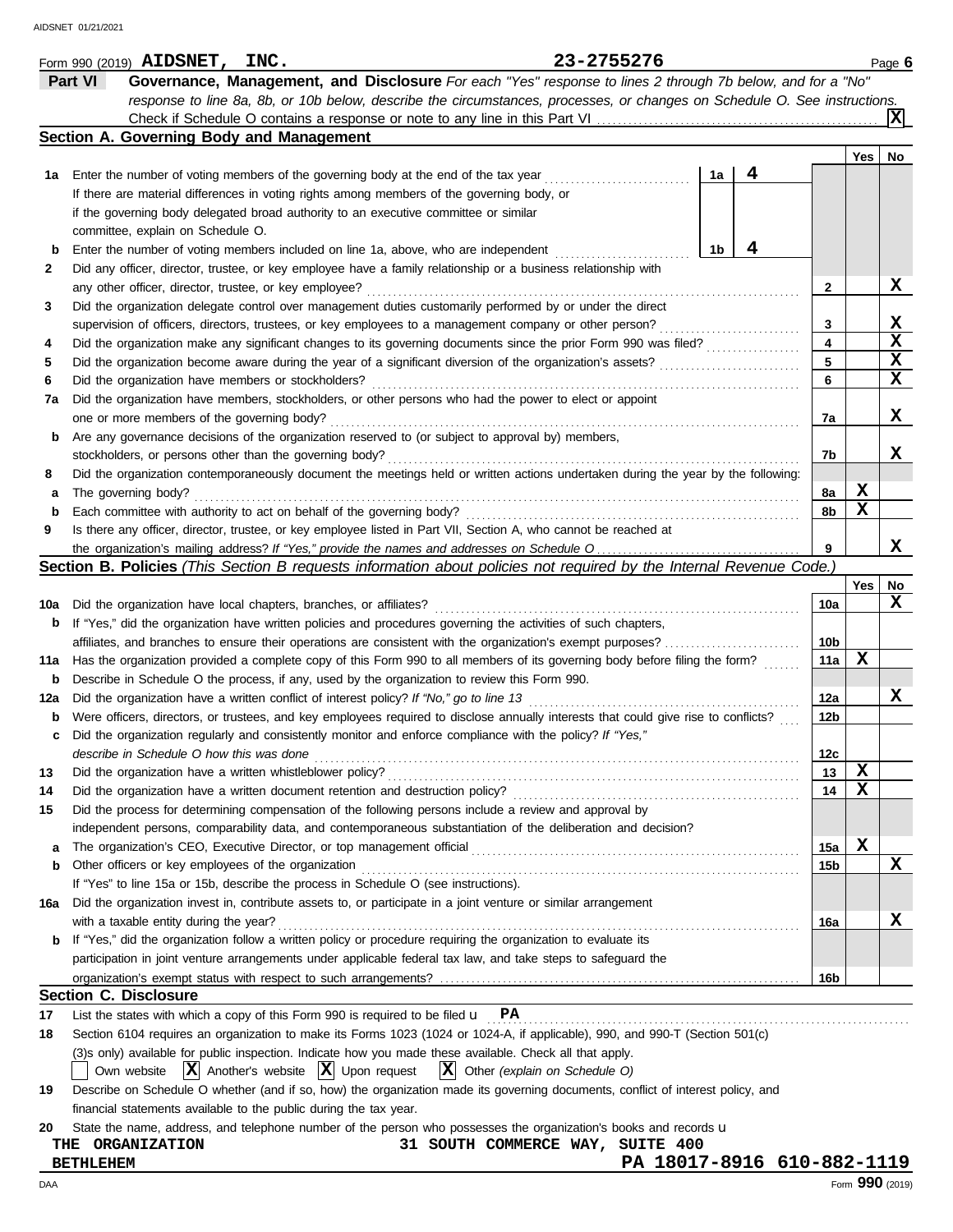Form 990 (2019) **AIDSNET, INC.** 23-2755276 Page **6**

## Part VI Governance, Management, and Disclosure

*For each "Yes" response to lines 2 through 7b below, and for a "No" response to line 8a, 8b, or 10b below, describe the circumstances, processes, or changes on Schedule O. See instructions.*

Check if Schedule O contains a response or note to any line in this Part VI ..... **X**

### Section A. Governing Body and Management

| | | | Yes | No |
|---|---|---|---|---|
| **1a** | Enter the number of voting members of the governing body at the end of the tax year ..... **1a** **4** If there are material differences in voting rights among members of the governing body, or if the governing body delegated broad authority to an executive committee or similar committee, explain on Schedule O. | | | |
| **b** | Enter the number of voting members included on line 1a, above, who are independent ..... **1b** **4** | | | |
| **2** | Did any officer, director, trustee, or key employee have a family relationship or a business relationship with any other officer, director, trustee, or key employee? | 2 | | X |
| **3** | Did the organization delegate control over management duties customarily performed by or under the direct supervision of officers, directors, trustees, or key employees to a management company or other person? | 3 | | X |
| **4** | Did the organization make any significant changes to its governing documents since the prior Form 990 was filed? | 4 | | X |
| **5** | Did the organization become aware during the year of a significant diversion of the organization's assets? | 5 | | X |
| **6** | Did the organization have members or stockholders? | 6 | | X |
| **7a** | Did the organization have members, stockholders, or other persons who had the power to elect or appoint one or more members of the governing body? | 7a | | X |
| **b** | Are any governance decisions of the organization reserved to (or subject to approval by) members, stockholders, or persons other than the governing body? | 7b | | X |
| **8** | Did the organization contemporaneously document the meetings held or written actions undertaken during the year by the following: | | | |
| **a** | The governing body? | 8a | X | |
| **b** | Each committee with authority to act on behalf of the governing body? | 8b | X | |
| **9** | Is there any officer, director, trustee, or key employee listed in Part VII, Section A, who cannot be reached at the organization's mailing address? *If "Yes," provide the names and addresses on Schedule O* | 9 | | X |

### Section B. Policies *(This Section B requests information about policies not required by the Internal Revenue Code.)*

| | | | Yes | No |
|---|---|---|---|---|
| **10a** | Did the organization have local chapters, branches, or affiliates? | 10a | | X |
| **b** | If "Yes," did the organization have written policies and procedures governing the activities of such chapters, affiliates, and branches to ensure their operations are consistent with the organization's exempt purposes? | 10b | | |
| **11a** | Has the organization provided a complete copy of this Form 990 to all members of its governing body before filing the form? | 11a | X | |
| **b** | Describe in Schedule O the process, if any, used by the organization to review this Form 990. | | | |
| **12a** | Did the organization have a written conflict of interest policy? *If "No," go to line 13* | 12a | | X |
| **b** | Were officers, directors, or trustees, and key employees required to disclose annually interests that could give rise to conflicts? | 12b | | |
| **c** | Did the organization regularly and consistently monitor and enforce compliance with the policy? *If "Yes," describe in Schedule O how this was done* | 12c | | |
| **13** | Did the organization have a written whistleblower policy? | 13 | X | |
| **14** | Did the organization have a written document retention and destruction policy? | 14 | X | |
| **15** | Did the process for determining compensation of the following persons include a review and approval by independent persons, comparability data, and contemporaneous substantiation of the deliberation and decision? | | | |
| **a** | The organization's CEO, Executive Director, or top management official | 15a | X | |
| **b** | Other officers or key employees of the organization | 15b | | X |
| | If "Yes" to line 15a or 15b, describe the process in Schedule O (see instructions). | | | |
| **16a** | Did the organization invest in, contribute assets to, or participate in a joint venture or similar arrangement with a taxable entity during the year? | 16a | | X |
| **b** | If "Yes," did the organization follow a written policy or procedure requiring the organization to evaluate its participation in joint venture arrangements under applicable federal tax law, and take steps to safeguard the organization's exempt status with respect to such arrangements? | 16b | | |

### Section C. Disclosure

**17** List the states with which a copy of this Form 990 is required to be filed u **PA**

**18** Section 6104 requires an organization to make its Forms 1023 (1024 or 1024-A, if applicable), 990, and 990-T (Section 501(c)(3)s only) available for public inspection. Indicate how you made these available. Check all that apply.

☐ Own website ☒ Another's website ☒ Upon request ☒ Other *(explain on Schedule O)*

**19** Describe on Schedule O whether (and if so, how) the organization made its governing documents, conflict of interest policy, and financial statements available to the public during the tax year.

**20** State the name, address, and telephone number of the person who possesses the organization's books and records u

**THE ORGANIZATION** **31 SOUTH COMMERCE WAY, SUITE 400**
**BETHLEHEM** **PA 18017-8916 610-882-1119**

DAA Form **990** (2019)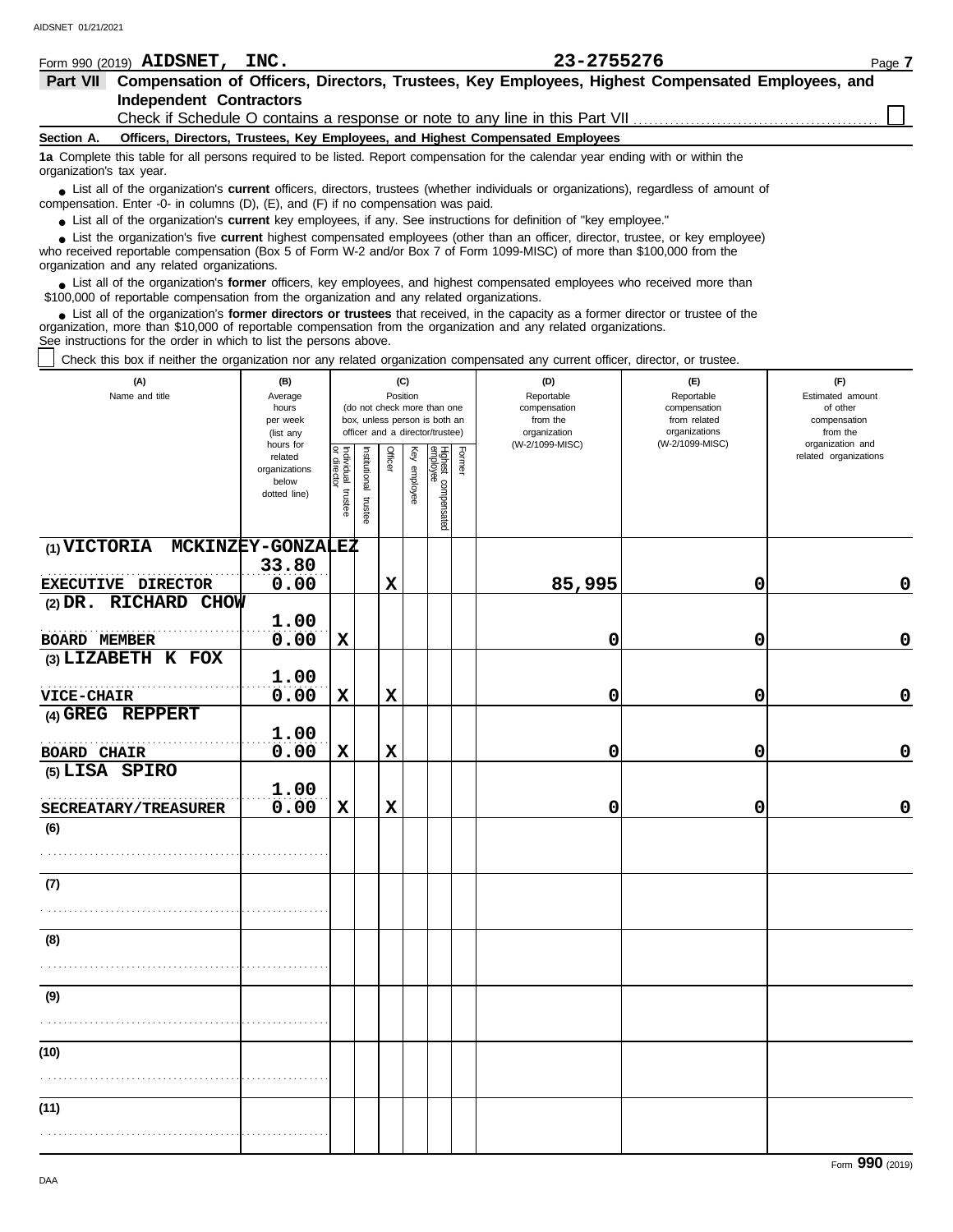Form 990 (2019) **AIDSNET, INC.** **23-2755276** Page 7

## Part VII Compensation of Officers, Directors, Trustees, Key Employees, Highest Compensated Employees, and Independent Contractors

Check if Schedule O contains a response or note to any line in this Part VII ☐

### Section A. Officers, Directors, Trustees, Key Employees, and Highest Compensated Employees

**1a** Complete this table for all persons required to be listed. Report compensation for the calendar year ending with or within the organization's tax year.

- List all of the organization's **current** officers, directors, trustees (whether individuals or organizations), regardless of amount of compensation. Enter -0- in columns (D), (E), and (F) if no compensation was paid.
- List all of the organization's **current** key employees, if any. See instructions for definition of "key employee."
- List the organization's five **current** highest compensated employees (other than an officer, director, trustee, or key employee) who received reportable compensation (Box 5 of Form W-2 and/or Box 7 of Form 1099-MISC) of more than $100,000 from the organization and any related organizations.
- List all of the organization's **former** officers, key employees, and highest compensated employees who received more than $100,000 of reportable compensation from the organization and any related organizations.
- List all of the organization's **former directors or trustees** that received, in the capacity as a former director or trustee of the organization, more than $10,000 of reportable compensation from the organization and any related organizations.

See instructions for the order in which to list the persons above.

☐ Check this box if neither the organization nor any related organization compensated any current officer, director, or trustee.

| (A) Name and title | (B) Average hours per week (list any hours for related organizations below dotted line) | (C) Position: Individual trustee or director | Institutional trustee | Officer | Key employee | Highest compensated employee | Former | (D) Reportable compensation from the organization (W-2/1099-MISC) | (E) Reportable compensation from related organizations (W-2/1099-MISC) | (F) Estimated amount of other compensation from the organization and related organizations |
|---|---|---|---|---|---|---|---|---|---|---|
| (1) VICTORIA MCKINZEY-GONZALEZ<br>EXECUTIVE DIRECTOR | 33.80<br>0.00 | | | X | | | | 85,995 | 0 | 0 |
| (2) DR. RICHARD CHOW<br>BOARD MEMBER | 1.00<br>0.00 | X | | | | | | 0 | 0 | 0 |
| (3) LIZABETH K FOX<br>VICE-CHAIR | 1.00<br>0.00 | X | | X | | | | 0 | 0 | 0 |
| (4) GREG REPPERT<br>BOARD CHAIR | 1.00<br>0.00 | X | | X | | | | 0 | 0 | 0 |
| (5) LISA SPIRO<br>SECREATARY/TREASURER | 1.00<br>0.00 | X | | X | | | | 0 | 0 | 0 |
| (6) | | | | | | | | | | |
| (7) | | | | | | | | | | |
| (8) | | | | | | | | | | |
| (9) | | | | | | | | | | |
| (10) | | | | | | | | | | |
| (11) | | | | | | | | | | |

Form **990** (2019)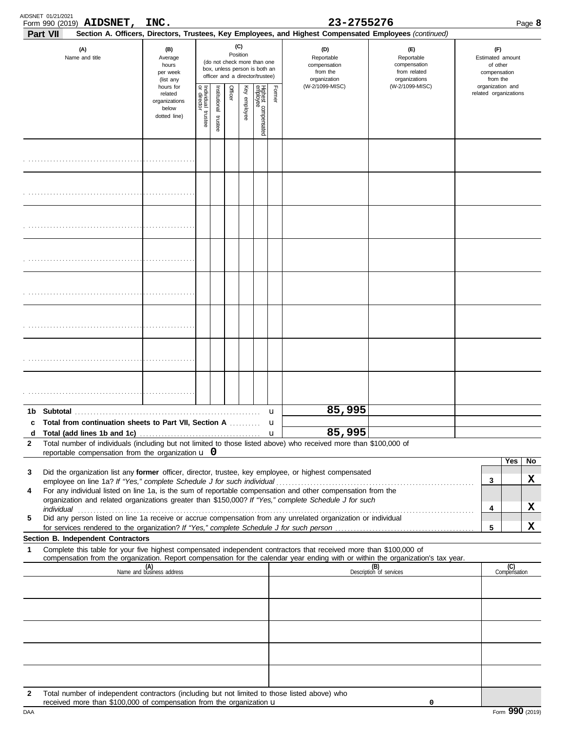Form 990 (2019) **AIDSNET, INC.** **23-2755276** Page **8**

**Part VII** **Section A. Officers, Directors, Trustees, Key Employees, and Highest Compensated Employees** *(continued)*

| (A) Name and title | (B) Average hours per week (list any hours for related organizations below dotted line) | (C) Position (do not check more than one box, unless person is both an officer and a director/trustee) Individual trustee or director | Institutional trustee | Officer | Key employee | Highest compensated employee | Former | (D) Reportable compensation from the organization (W-2/1099-MISC) | (E) Reportable compensation from related organizations (W-2/1099-MISC) | (F) Estimated amount of other compensation from the organization and related organizations |
|---|---|---|---|---|---|---|---|---|---|---|
| | | | | | | | | | | |
| | | | | | | | | | | |
| | | | | | | | | | | |
| | | | | | | | | | | |
| | | | | | | | | | | |
| | | | | | | | | | | |
| | | | | | | | | | | |
| | | | | | | | | | | |

| | | | | |
|---|---|---|---|---|
| **1b** | **Subtotal** | u | 85,995 | |
| **c** | **Total from continuation sheets to Part VII, Section A** | u | | |
| **d** | **Total (add lines 1b and 1c)** | u | 85,995 | |

**2** Total number of individuals (including but not limited to those listed above) who received more than $100,000 of reportable compensation from the organization u **0**

| | | | Yes | No |
|---|---|---|---|---|
| **3** | Did the organization list any **former** officer, director, trustee, key employee, or highest compensated employee on line 1a? *If "Yes," complete Schedule J for such individual* | **3** | | **X** |
| **4** | For any individual listed on line 1a, is the sum of reportable compensation and other compensation from the organization and related organizations greater than $150,000? *If "Yes," complete Schedule J for such individual* | **4** | | **X** |
| **5** | Did any person listed on line 1a receive or accrue compensation from any unrelated organization or individual for services rendered to the organization? *If "Yes," complete Schedule J for such person* | **5** | | **X** |

**Section B. Independent Contractors**

**1** Complete this table for your five highest compensated independent contractors that received more than $100,000 of compensation from the organization. Report compensation for the calendar year ending with or within the organization's tax year.

| (A) Name and business address | (B) Description of services | (C) Compensation |
|---|---|---|
| | | |
| | | |
| | | |
| | | |
| | | |

**2** Total number of independent contractors (including but not limited to those listed above) who received more than $100,000 of compensation from the organization u **0**

DAA Form **990** (2019)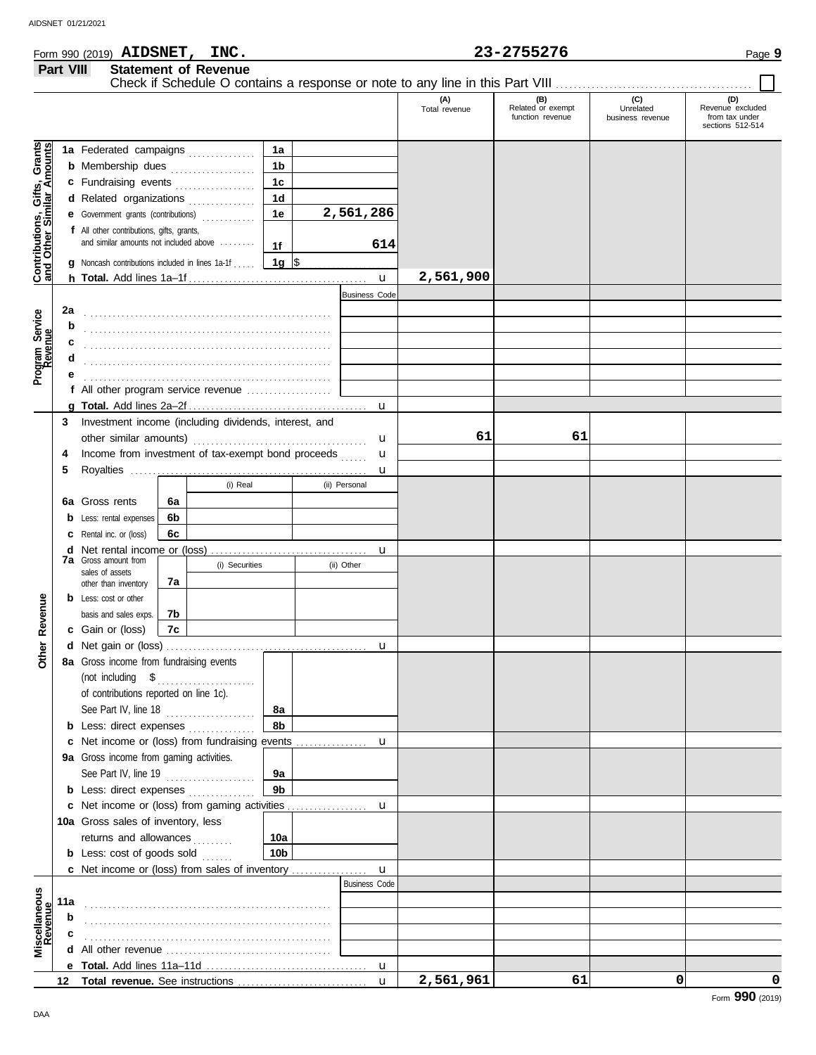Form 990 (2019) **AIDSNET, INC.** 23-2755276 Page **9**

## Part VIII Statement of Revenue

Check if Schedule O contains a response or note to any line in this Part VIII ☐

| | | | | (A) Total revenue | (B) Related or exempt function revenue | (C) Unrelated business revenue | (D) Revenue excluded from tax under sections 512-514 |
|---|---|---|---|---|---|---|---|
| **Contributions, Gifts, Grants and Other Similar Amounts** | 1a Federated campaigns | 1a | | | | | |
| | b Membership dues | 1b | | | | | |
| | c Fundraising events | 1c | | | | | |
| | d Related organizations | 1d | | | | | |
| | e Government grants (contributions) | 1e | 2,561,286 | | | | |
| | f All other contributions, gifts, grants, and similar amounts not included above | 1f | 614 | | | | |
| | g Noncash contributions included in lines 1a-1f | 1g | $ | | | | |
| | h **Total.** Add lines 1a–1f | | | 2,561,900 | | | |
| **Program Service Revenue** | | | Business Code | | | | |
| | 2a | | | | | | |
| | b | | | | | | |
| | c | | | | | | |
| | d | | | | | | |
| | e | | | | | | |
| | f All other program service revenue | | | | | | |
| | g **Total.** Add lines 2a–2f | | | | | | |
| **Other Revenue** | 3 Investment income (including dividends, interest, and other similar amounts) | | | 61 | 61 | | |
| | 4 Income from investment of tax-exempt bond proceeds | | | | | | |
| | 5 Royalties | | | | | | |
| | | | (i) Real / (ii) Personal | | | | |
| | 6a Gross rents | 6a | | | | | |
| | b Less: rental expenses | 6b | | | | | |
| | c Rental inc. or (loss) | 6c | | | | | |
| | d Net rental income or (loss) | | | | | | |
| | | | (i) Securities / (ii) Other | | | | |
| | 7a Gross amount from sales of assets other than inventory | 7a | | | | | |
| | b Less: cost or other basis and sales exps. | 7b | | | | | |
| | c Gain or (loss) | 7c | | | | | |
| | d Net gain or (loss) | | | | | | |
| | 8a Gross income from fundraising events (not including $ ........ of contributions reported on line 1c). See Part IV, line 18 | 8a | | | | | |
| | b Less: direct expenses | 8b | | | | | |
| | c Net income or (loss) from fundraising events | | | | | | |
| | 9a Gross income from gaming activities. See Part IV, line 19 | 9a | | | | | |
| | b Less: direct expenses | 9b | | | | | |
| | c Net income or (loss) from gaming activities | | | | | | |
| | 10a Gross sales of inventory, less returns and allowances | 10a | | | | | |
| | b Less: cost of goods sold | 10b | | | | | |
| | c Net income or (loss) from sales of inventory | | | | | | |
| **Miscellaneous Revenue** | | | Business Code | | | | |
| | 11a | | | | | | |
| | b | | | | | | |
| | c | | | | | | |
| | d All other revenue | | | | | | |
| | e **Total.** Add lines 11a–11d | | | | | | |
| | 12 **Total revenue.** See instructions | | | 2,561,961 | 61 | 0 | 0 |

Form **990** (2019)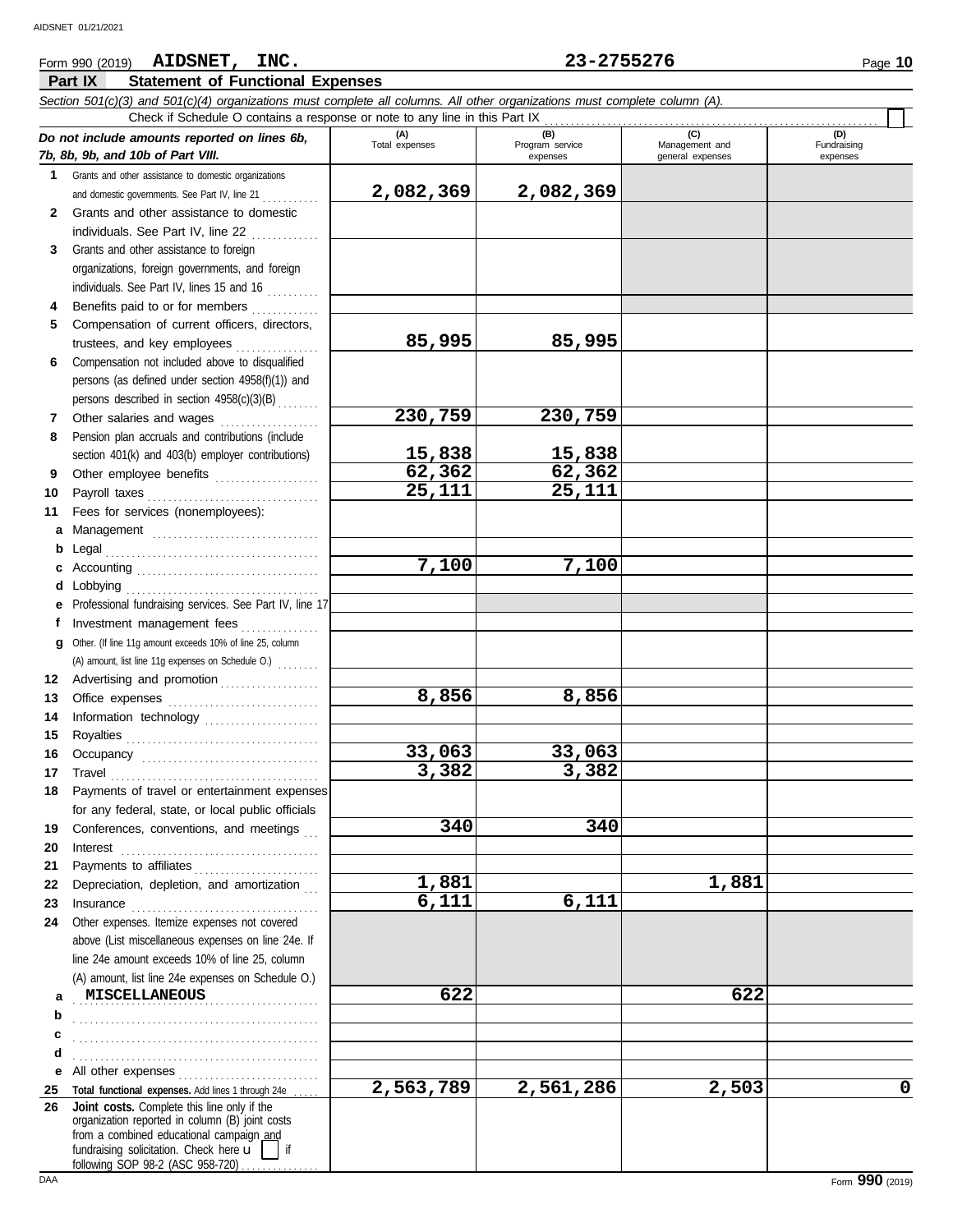Form 990 (2019) **AIDSNET, INC.** **23-2755276** Page **10**

## Part IX Statement of Functional Expenses

*Section 501(c)(3) and 501(c)(4) organizations must complete all columns. All other organizations must complete column (A).*

Check if Schedule O contains a response or note to any line in this Part IX [ ]

| *Do not include amounts reported on lines 6b, 7b, 8b, 9b, and 10b of Part VIII.* | (A) Total expenses | (B) Program service expenses | (C) Management and general expenses | (D) Fundraising expenses |
|---|---|---|---|---|
| **1** Grants and other assistance to domestic organizations and domestic governments. See Part IV, line 21 | 2,082,369 | 2,082,369 | | |
| **2** Grants and other assistance to domestic individuals. See Part IV, line 22 | | | | |
| **3** Grants and other assistance to foreign organizations, foreign governments, and foreign individuals. See Part IV, lines 15 and 16 | | | | |
| **4** Benefits paid to or for members | | | | |
| **5** Compensation of current officers, directors, trustees, and key employees | 85,995 | 85,995 | | |
| **6** Compensation not included above to disqualified persons (as defined under section 4958(f)(1)) and persons described in section 4958(c)(3)(B) | | | | |
| **7** Other salaries and wages | 230,759 | 230,759 | | |
| **8** Pension plan accruals and contributions (include section 401(k) and 403(b) employer contributions) | 15,838 | 15,838 | | |
| **9** Other employee benefits | 62,362 | 62,362 | | |
| **10** Payroll taxes | 25,111 | 25,111 | | |
| **11** Fees for services (nonemployees): | | | | |
| **a** Management | | | | |
| **b** Legal | | | | |
| **c** Accounting | 7,100 | 7,100 | | |
| **d** Lobbying | | | | |
| **e** Professional fundraising services. See Part IV, line 17 | | | | |
| **f** Investment management fees | | | | |
| **g** Other. (If line 11g amount exceeds 10% of line 25, column (A) amount, list line 11g expenses on Schedule O.) | | | | |
| **12** Advertising and promotion | | | | |
| **13** Office expenses | 8,856 | 8,856 | | |
| **14** Information technology | | | | |
| **15** Royalties | | | | |
| **16** Occupancy | 33,063 | 33,063 | | |
| **17** Travel | 3,382 | 3,382 | | |
| **18** Payments of travel or entertainment expenses for any federal, state, or local public officials | | | | |
| **19** Conferences, conventions, and meetings | 340 | 340 | | |
| **20** Interest | | | | |
| **21** Payments to affiliates | | | | |
| **22** Depreciation, depletion, and amortization | 1,881 | | 1,881 | |
| **23** Insurance | 6,111 | 6,111 | | |
| **24** Other expenses. Itemize expenses not covered above (List miscellaneous expenses on line 24e. If line 24e amount exceeds 10% of line 25, column (A) amount, list line 24e expenses on Schedule O.) | | | | |
| **a** MISCELLANEOUS | 622 | | 622 | |
| **b** | | | | |
| **c** | | | | |
| **d** | | | | |
| **e** All other expenses | | | | |
| **25 Total functional expenses.** Add lines 1 through 24e | 2,563,789 | 2,561,286 | 2,503 | 0 |
| **26 Joint costs.** Complete this line only if the organization reported in column (B) joint costs from a combined educational campaign and fundraising solicitation. Check here u [ ] if following SOP 98-2 (ASC 958-720) | | | | |

DAA Form **990** (2019)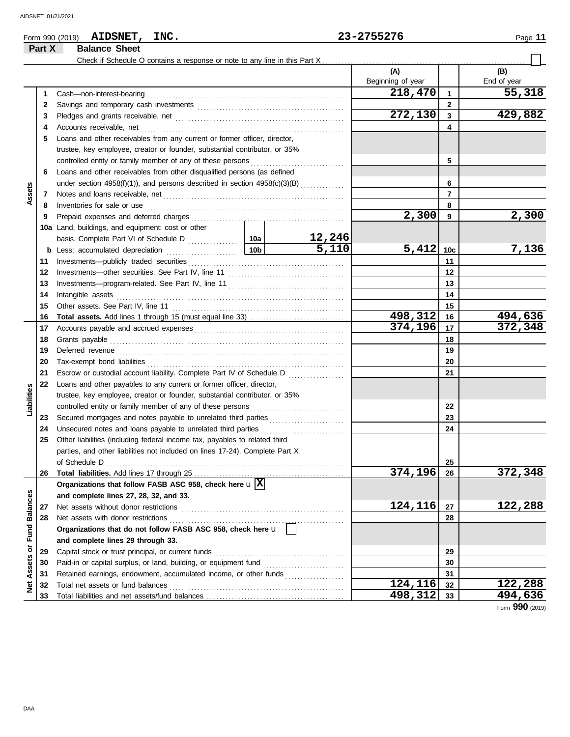Form 990 (2019) **AIDSNET, INC.** 23-2755276 Page **11**

## Part X Balance Sheet

Check if Schedule O contains a response or note to any line in this Part X ☐

| | | | | | (A) Beginning of year | | (B) End of year |
|---|---|---|---|---|---|---|---|
| Assets | 1 | Cash—non-interest-bearing | | | 218,470 | 1 | 55,318 |
| | 2 | Savings and temporary cash investments | | | | 2 | |
| | 3 | Pledges and grants receivable, net | | | 272,130 | 3 | 429,882 |
| | 4 | Accounts receivable, net | | | | 4 | |
| | 5 | Loans and other receivables from any current or former officer, director, trustee, key employee, creator or founder, substantial contributor, or 35% controlled entity or family member of any of these persons | | | | 5 | |
| | 6 | Loans and other receivables from other disqualified persons (as defined under section 4958(f)(1)), and persons described in section 4958(c)(3)(B) | | | | 6 | |
| | 7 | Notes and loans receivable, net | | | | 7 | |
| | 8 | Inventories for sale or use | | | | 8 | |
| | 9 | Prepaid expenses and deferred charges | | | 2,300 | 9 | 2,300 |
| | 10a | Land, buildings, and equipment: cost or other basis. Complete Part VI of Schedule D | 10a | 12,246 | | | |
| | b | Less: accumulated depreciation | 10b | 5,110 | 5,412 | 10c | 7,136 |
| | 11 | Investments—publicly traded securities | | | | 11 | |
| | 12 | Investments—other securities. See Part IV, line 11 | | | | 12 | |
| | 13 | Investments—program-related. See Part IV, line 11 | | | | 13 | |
| | 14 | Intangible assets | | | | 14 | |
| | 15 | Other assets. See Part IV, line 11 | | | | 15 | |
| | 16 | **Total assets.** Add lines 1 through 15 (must equal line 33) | | | 498,312 | 16 | 494,636 |
| Liabilities | 17 | Accounts payable and accrued expenses | | | 374,196 | 17 | 372,348 |
| | 18 | Grants payable | | | | 18 | |
| | 19 | Deferred revenue | | | | 19 | |
| | 20 | Tax-exempt bond liabilities | | | | 20 | |
| | 21 | Escrow or custodial account liability. Complete Part IV of Schedule D | | | | 21 | |
| | 22 | Loans and other payables to any current or former officer, director, trustee, key employee, creator or founder, substantial contributor, or 35% controlled entity or family member of any of these persons | | | | 22 | |
| | 23 | Secured mortgages and notes payable to unrelated third parties | | | | 23 | |
| | 24 | Unsecured notes and loans payable to unrelated third parties | | | | 24 | |
| | 25 | Other liabilities (including federal income tax, payables to related third parties, and other liabilities not included on lines 17-24). Complete Part X of Schedule D | | | | 25 | |
| | 26 | **Total liabilities.** Add lines 17 through 25 | | | 374,196 | 26 | 372,348 |
| Net Assets or Fund Balances | | **Organizations that follow FASB ASC 958, check here** u ☒ **and complete lines 27, 28, 32, and 33.** | | | | | |
| | 27 | Net assets without donor restrictions | | | 124,116 | 27 | 122,288 |
| | 28 | Net assets with donor restrictions | | | | 28 | |
| | | **Organizations that do not follow FASB ASC 958, check here** u ☐ **and complete lines 29 through 33.** | | | | | |
| | 29 | Capital stock or trust principal, or current funds | | | | 29 | |
| | 30 | Paid-in or capital surplus, or land, building, or equipment fund | | | | 30 | |
| | 31 | Retained earnings, endowment, accumulated income, or other funds | | | | 31 | |
| | 32 | Total net assets or fund balances | | | 124,116 | 32 | 122,288 |
| | 33 | Total liabilities and net assets/fund balances | | | 498,312 | 33 | 494,636 |

Form **990** (2019)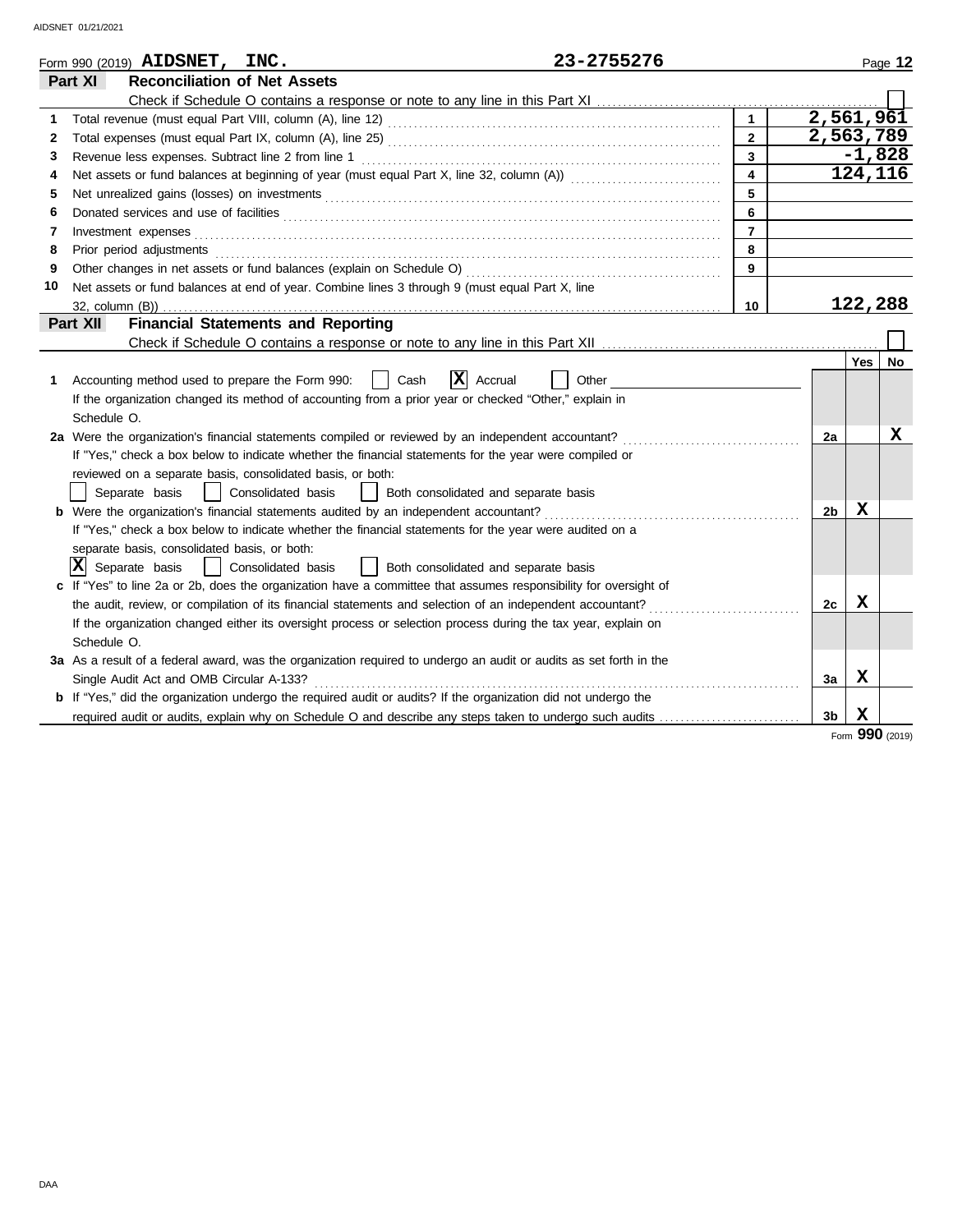Form 990 (2019) **AIDSNET, INC.** **23-2755276** Page **12**

## Part XI Reconciliation of Net Assets

Check if Schedule O contains a response or note to any line in this Part XI . . . . . ☐

| | | Line | Amount |
|---|---|---|---|
| 1 | Total revenue (must equal Part VIII, column (A), line 12) | 1 | 2,561,961 |
| 2 | Total expenses (must equal Part IX, column (A), line 25) | 2 | 2,563,789 |
| 3 | Revenue less expenses. Subtract line 2 from line 1 | 3 | -1,828 |
| 4 | Net assets or fund balances at beginning of year (must equal Part X, line 32, column (A)) | 4 | 124,116 |
| 5 | Net unrealized gains (losses) on investments | 5 | |
| 6 | Donated services and use of facilities | 6 | |
| 7 | Investment expenses | 7 | |
| 8 | Prior period adjustments | 8 | |
| 9 | Other changes in net assets or fund balances (explain on Schedule O) | 9 | |
| 10 | Net assets or fund balances at end of year. Combine lines 3 through 9 (must equal Part X, line 32, column (B)) | 10 | 122,288 |

## Part XII Financial Statements and Reporting

Check if Schedule O contains a response or note to any line in this Part XII . . . . . ☐

| | | | Yes | No |
|---|---|---|---|---|
| 1 | Accounting method used to prepare the Form 990: ☐ Cash ☒ Accrual ☐ Other<br>If the organization changed its method of accounting from a prior year or checked "Other," explain in Schedule O. | | | |
| 2a | Were the organization's financial statements compiled or reviewed by an independent accountant?<br>If "Yes," check a box below to indicate whether the financial statements for the year were compiled or reviewed on a separate basis, consolidated basis, or both:<br>☐ Separate basis ☐ Consolidated basis ☐ Both consolidated and separate basis | 2a | | X |
| b | Were the organization's financial statements audited by an independent accountant?<br>If "Yes," check a box below to indicate whether the financial statements for the year were audited on a separate basis, consolidated basis, or both:<br>☒ Separate basis ☐ Consolidated basis ☐ Both consolidated and separate basis | 2b | X | |
| c | If "Yes" to line 2a or 2b, does the organization have a committee that assumes responsibility for oversight of the audit, review, or compilation of its financial statements and selection of an independent accountant?<br>If the organization changed either its oversight process or selection process during the tax year, explain on Schedule O. | 2c | X | |
| 3a | As a result of a federal award, was the organization required to undergo an audit or audits as set forth in the Single Audit Act and OMB Circular A-133? | 3a | X | |
| b | If "Yes," did the organization undergo the required audit or audits? If the organization did not undergo the required audit or audits, explain why on Schedule O and describe any steps taken to undergo such audits | 3b | X | |

Form **990** (2019)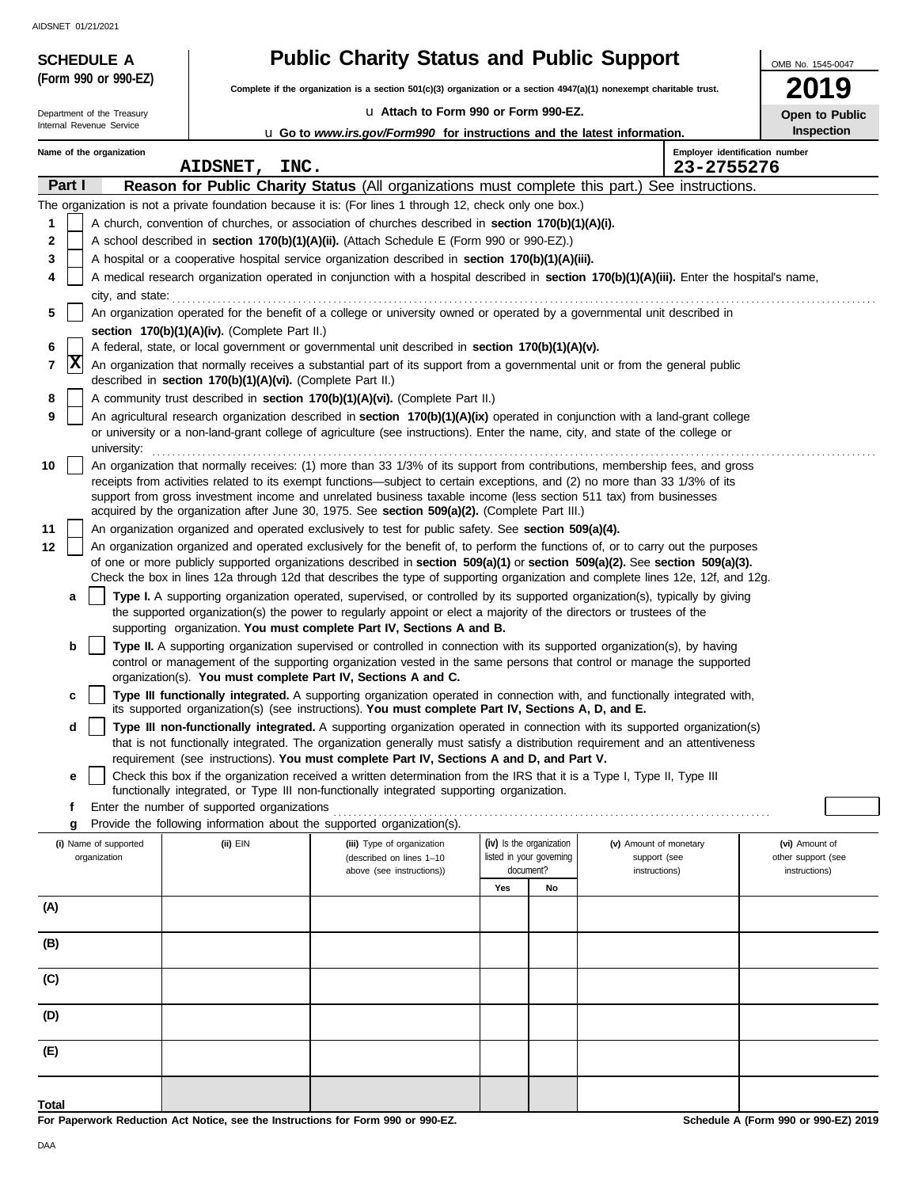**SCHEDULE A**
**(Form 990 or 990-EZ)**

Department of the Treasury
Internal Revenue Service

# Public Charity Status and Public Support

**Complete if the organization is a section 501(c)(3) organization or a section 4947(a)(1) nonexempt charitable trust.**

u **Attach to Form 990 or Form 990-EZ.**

u **Go to *www.irs.gov/Form990* for instructions and the latest information.**

OMB No. 1545-0047

**2019**

**Open to Public Inspection**

Name of the organization: AIDSNET, INC.

Employer identification number: 23-2755276

**Part I** **Reason for Public Charity Status** (All organizations must complete this part.) See instructions.

The organization is not a private foundation because it is: (For lines 1 through 12, check only one box.)

1 [ ] A church, convention of churches, or association of churches described in **section 170(b)(1)(A)(i).**

2 [ ] A school described in **section 170(b)(1)(A)(ii).** (Attach Schedule E (Form 990 or 990-EZ).)

3 [ ] A hospital or a cooperative hospital service organization described in **section 170(b)(1)(A)(iii).**

4 [ ] A medical research organization operated in conjunction with a hospital described in **section 170(b)(1)(A)(iii).** Enter the hospital's name, city, and state:

5 [ ] An organization operated for the benefit of a college or university owned or operated by a governmental unit described in **section 170(b)(1)(A)(iv).** (Complete Part II.)

6 [ ] A federal, state, or local government or governmental unit described in **section 170(b)(1)(A)(v).**

7 [X] An organization that normally receives a substantial part of its support from a governmental unit or from the general public described in **section 170(b)(1)(A)(vi).** (Complete Part II.)

8 [ ] A community trust described in **section 170(b)(1)(A)(vi).** (Complete Part II.)

9 [ ] An agricultural research organization described in **section 170(b)(1)(A)(ix)** operated in conjunction with a land-grant college or university or a non-land-grant college of agriculture (see instructions). Enter the name, city, and state of the college or university:

10 [ ] An organization that normally receives: (1) more than 33 1/3% of its support from contributions, membership fees, and gross receipts from activities related to its exempt functions—subject to certain exceptions, and (2) no more than 33 1/3% of its support from gross investment income and unrelated business taxable income (less section 511 tax) from businesses acquired by the organization after June 30, 1975. See **section 509(a)(2).** (Complete Part III.)

11 [ ] An organization organized and operated exclusively to test for public safety. See **section 509(a)(4).**

12 [ ] An organization organized and operated exclusively for the benefit of, to perform the functions of, or to carry out the purposes of one or more publicly supported organizations described in **section 509(a)(1)** or **section 509(a)(2).** See **section 509(a)(3).** Check the box in lines 12a through 12d that describes the type of supporting organization and complete lines 12e, 12f, and 12g.

a [ ] **Type I.** A supporting organization operated, supervised, or controlled by its supported organization(s), typically by giving the supported organization(s) the power to regularly appoint or elect a majority of the directors or trustees of the supporting organization. **You must complete Part IV, Sections A and B.**

b [ ] **Type II.** A supporting organization supervised or controlled in connection with its supported organization(s), by having control or management of the supporting organization vested in the same persons that control or manage the supported organization(s). **You must complete Part IV, Sections A and C.**

c [ ] **Type III functionally integrated.** A supporting organization operated in connection with, and functionally integrated with, its supported organization(s) (see instructions). **You must complete Part IV, Sections A, D, and E.**

d [ ] **Type III non-functionally integrated.** A supporting organization operated in connection with its supported organization(s) that is not functionally integrated. The organization generally must satisfy a distribution requirement and an attentiveness requirement (see instructions). **You must complete Part IV, Sections A and D, and Part V.**

e [ ] Check this box if the organization received a written determination from the IRS that it is a Type I, Type II, Type III functionally integrated, or Type III non-functionally integrated supporting organization.

f Enter the number of supported organizations

g Provide the following information about the supported organization(s).

| (i) Name of supported organization | (ii) EIN | (iii) Type of organization (described on lines 1–10 above (see instructions)) | (iv) Is the organization listed in your governing document? Yes | No | (v) Amount of monetary support (see instructions) | (vi) Amount of other support (see instructions) |
|---|---|---|---|---|---|---|
| (A) | | | | | | |
| (B) | | | | | | |
| (C) | | | | | | |
| (D) | | | | | | |
| (E) | | | | | | |
| **Total** | | | | | | |

**For Paperwork Reduction Act Notice, see the Instructions for Form 990 or 990-EZ.**

**Schedule A (Form 990 or 990-EZ) 2019**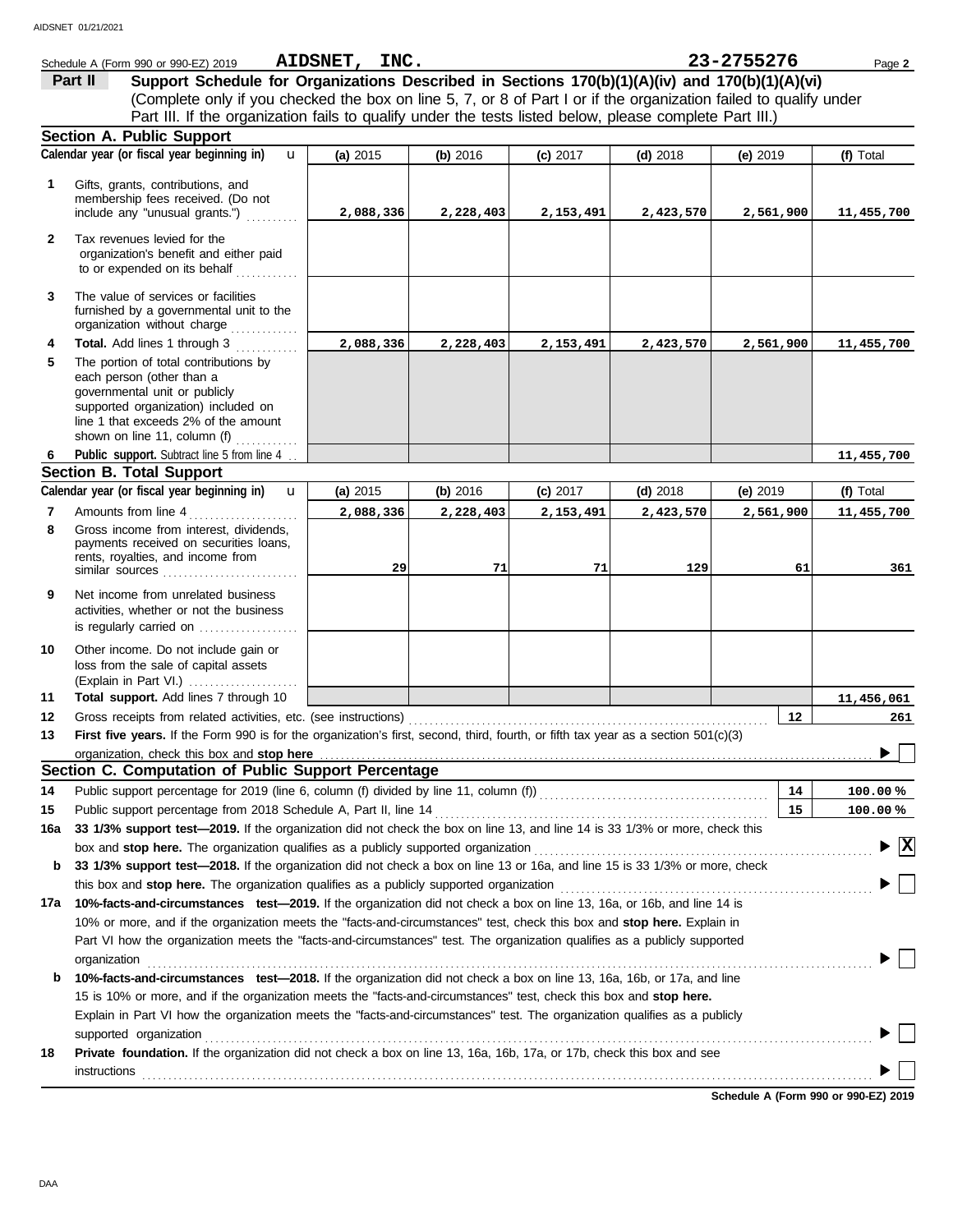Schedule A (Form 990 or 990-EZ) 2019 **AIDSNET, INC.** **23-2755276** Page **2**

## Part II Support Schedule for Organizations Described in Sections 170(b)(1)(A)(iv) and 170(b)(1)(A)(vi)

(Complete only if you checked the box on line 5, 7, or 8 of Part I or if the organization failed to qualify under Part III. If the organization fails to qualify under the tests listed below, please complete Part III.)

### Section A. Public Support

| Calendar year (or fiscal year beginning in) | (a) 2015 | (b) 2016 | (c) 2017 | (d) 2018 | (e) 2019 | (f) Total |
|---|---|---|---|---|---|---|
| **1** Gifts, grants, contributions, and membership fees received. (Do not include any "unusual grants.") | 2,088,336 | 2,228,403 | 2,153,491 | 2,423,570 | 2,561,900 | 11,455,700 |
| **2** Tax revenues levied for the organization's benefit and either paid to or expended on its behalf | | | | | | |
| **3** The value of services or facilities furnished by a governmental unit to the organization without charge | | | | | | |
| **4** **Total.** Add lines 1 through 3 | 2,088,336 | 2,228,403 | 2,153,491 | 2,423,570 | 2,561,900 | 11,455,700 |
| **5** The portion of total contributions by each person (other than a governmental unit or publicly supported organization) included on line 1 that exceeds 2% of the amount shown on line 11, column (f) | | | | | | |
| **6** **Public support.** Subtract line 5 from line 4 | | | | | | 11,455,700 |

### Section B. Total Support

| Calendar year (or fiscal year beginning in) | (a) 2015 | (b) 2016 | (c) 2017 | (d) 2018 | (e) 2019 | (f) Total |
|---|---|---|---|---|---|---|
| **7** Amounts from line 4 | 2,088,336 | 2,228,403 | 2,153,491 | 2,423,570 | 2,561,900 | 11,455,700 |
| **8** Gross income from interest, dividends, payments received on securities loans, rents, royalties, and income from similar sources | 29 | 71 | 71 | 129 | 61 | 361 |
| **9** Net income from unrelated business activities, whether or not the business is regularly carried on | | | | | | |
| **10** Other income. Do not include gain or loss from the sale of capital assets (Explain in Part VI.) | | | | | | |
| **11** **Total support.** Add lines 7 through 10 | | | | | | 11,456,061 |

**12** Gross receipts from related activities, etc. (see instructions) — **12** — 261

**13** **First five years.** If the Form 990 is for the organization's first, second, third, fourth, or fifth tax year as a section 501(c)(3) organization, check this box and **stop here** ☐

### Section C. Computation of Public Support Percentage

**14** Public support percentage for 2019 (line 6, column (f) divided by line 11, column (f)) — **14** — 100.00 %

**15** Public support percentage from 2018 Schedule A, Part II, line 14 — **15** — 100.00 %

**16a** **33 1/3% support test—2019.** If the organization did not check the box on line 13, and line 14 is 33 1/3% or more, check this box and **stop here.** The organization qualifies as a publicly supported organization ☒

**b** **33 1/3% support test—2018.** If the organization did not check a box on line 13 or 16a, and line 15 is 33 1/3% or more, check this box and **stop here.** The organization qualifies as a publicly supported organization ☐

**17a** **10%-facts-and-circumstances test—2019.** If the organization did not check a box on line 13, 16a, or 16b, and line 14 is 10% or more, and if the organization meets the "facts-and-circumstances" test, check this box and **stop here.** Explain in Part VI how the organization meets the "facts-and-circumstances" test. The organization qualifies as a publicly supported organization ☐

**b** **10%-facts-and-circumstances test—2018.** If the organization did not check a box on line 13, 16a, 16b, or 17a, and line 15 is 10% or more, and if the organization meets the "facts-and-circumstances" test, check this box and **stop here.** Explain in Part VI how the organization meets the "facts-and-circumstances" test. The organization qualifies as a publicly supported organization ☐

**18** **Private foundation.** If the organization did not check a box on line 13, 16a, 16b, 17a, or 17b, check this box and see instructions ☐

**Schedule A (Form 990 or 990-EZ) 2019**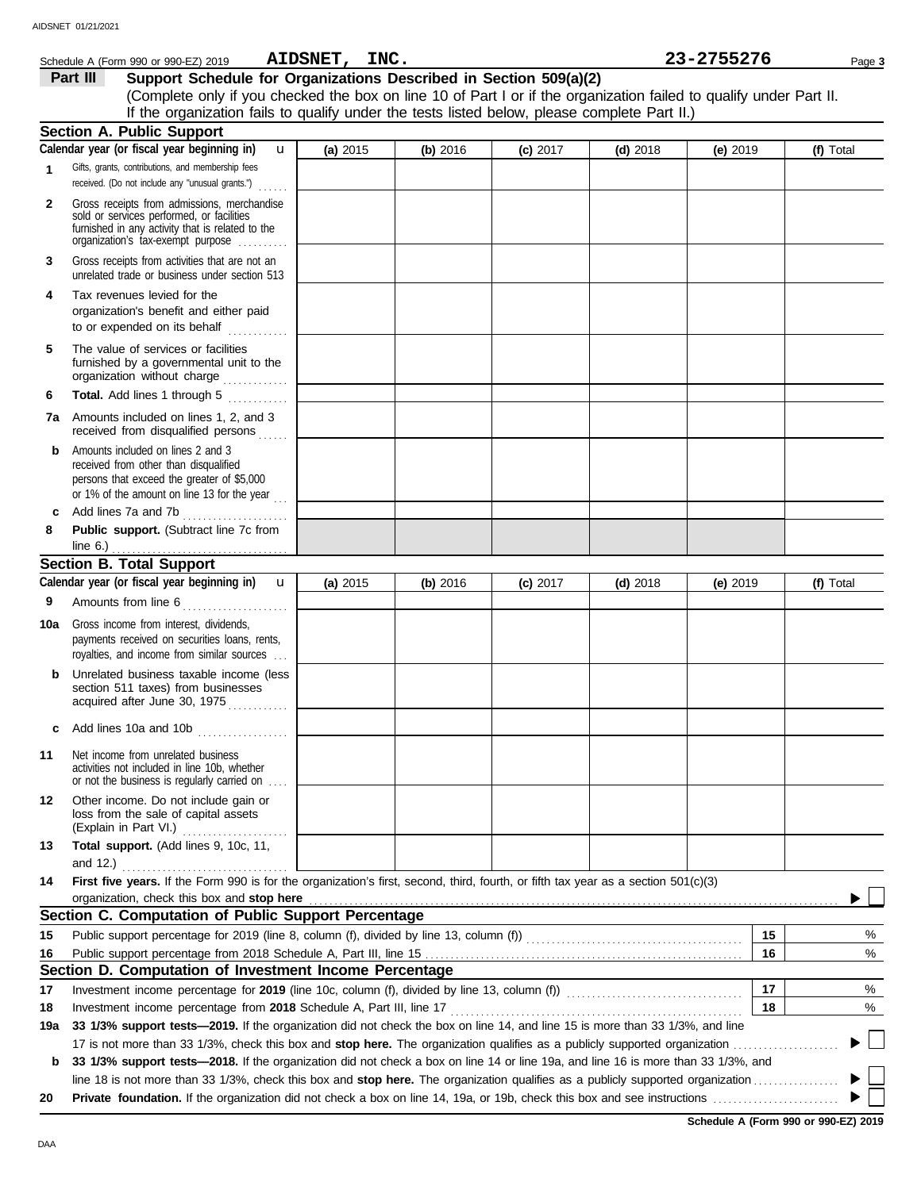Schedule A (Form 990 or 990-EZ) 2019 **AIDSNET, INC.** **23-2755276**

## Part III Support Schedule for Organizations Described in Section 509(a)(2)

(Complete only if you checked the box on line 10 of Part I or if the organization failed to qualify under Part II. If the organization fails to qualify under the tests listed below, please complete Part II.)

### Section A. Public Support

| Calendar year (or fiscal year beginning in) | (a) 2015 | (b) 2016 | (c) 2017 | (d) 2018 | (e) 2019 | (f) Total |
|---|---|---|---|---|---|---|
| **1** Gifts, grants, contributions, and membership fees received. (Do not include any "unusual grants.") | | | | | | |
| **2** Gross receipts from admissions, merchandise sold or services performed, or facilities furnished in any activity that is related to the organization's tax-exempt purpose | | | | | | |
| **3** Gross receipts from activities that are not an unrelated trade or business under section 513 | | | | | | |
| **4** Tax revenues levied for the organization's benefit and either paid to or expended on its behalf | | | | | | |
| **5** The value of services or facilities furnished by a governmental unit to the organization without charge | | | | | | |
| **6** **Total.** Add lines 1 through 5 | | | | | | |
| **7a** Amounts included on lines 1, 2, and 3 received from disqualified persons | | | | | | |
| **b** Amounts included on lines 2 and 3 received from other than disqualified persons that exceed the greater of $5,000 or 1% of the amount on line 13 for the year | | | | | | |
| **c** Add lines 7a and 7b | | | | | | |
| **8** **Public support.** (Subtract line 7c from line 6.) | | | | | | |

### Section B. Total Support

| Calendar year (or fiscal year beginning in) | (a) 2015 | (b) 2016 | (c) 2017 | (d) 2018 | (e) 2019 | (f) Total |
|---|---|---|---|---|---|---|
| **9** Amounts from line 6 | | | | | | |
| **10a** Gross income from interest, dividends, payments received on securities loans, rents, royalties, and income from similar sources | | | | | | |
| **b** Unrelated business taxable income (less section 511 taxes) from businesses acquired after June 30, 1975 | | | | | | |
| **c** Add lines 10a and 10b | | | | | | |
| **11** Net income from unrelated business activities not included in line 10b, whether or not the business is regularly carried on | | | | | | |
| **12** Other income. Do not include gain or loss from the sale of capital assets (Explain in Part VI.) | | | | | | |
| **13** **Total support.** (Add lines 9, 10c, 11, and 12.) | | | | | | |

**14** **First five years.** If the Form 990 is for the organization's first, second, third, fourth, or fifth tax year as a section 501(c)(3) organization, check this box and **stop here** ☐

### Section C. Computation of Public Support Percentage

| | | | |
|---|---|---|---|
| **15** | Public support percentage for 2019 (line 8, column (f), divided by line 13, column (f)) | 15 | % |
| **16** | Public support percentage from 2018 Schedule A, Part III, line 15 | 16 | % |

### Section D. Computation of Investment Income Percentage

| | | | |
|---|---|---|---|
| **17** | Investment income percentage for **2019** (line 10c, column (f), divided by line 13, column (f)) | 17 | % |
| **18** | Investment income percentage from **2018** Schedule A, Part III, line 17 | 18 | % |

**19a** **33 1/3% support tests—2019.** If the organization did not check the box on line 14, and line 15 is more than 33 1/3%, and line 17 is not more than 33 1/3%, check this box and **stop here.** The organization qualifies as a publicly supported organization ☐

**b** **33 1/3% support tests—2018.** If the organization did not check a box on line 14 or line 19a, and line 16 is more than 33 1/3%, and line 18 is not more than 33 1/3%, check this box and **stop here.** The organization qualifies as a publicly supported organization ☐

**20** **Private foundation.** If the organization did not check a box on line 14, 19a, or 19b, check this box and see instructions ☐

**Schedule A (Form 990 or 990-EZ) 2019**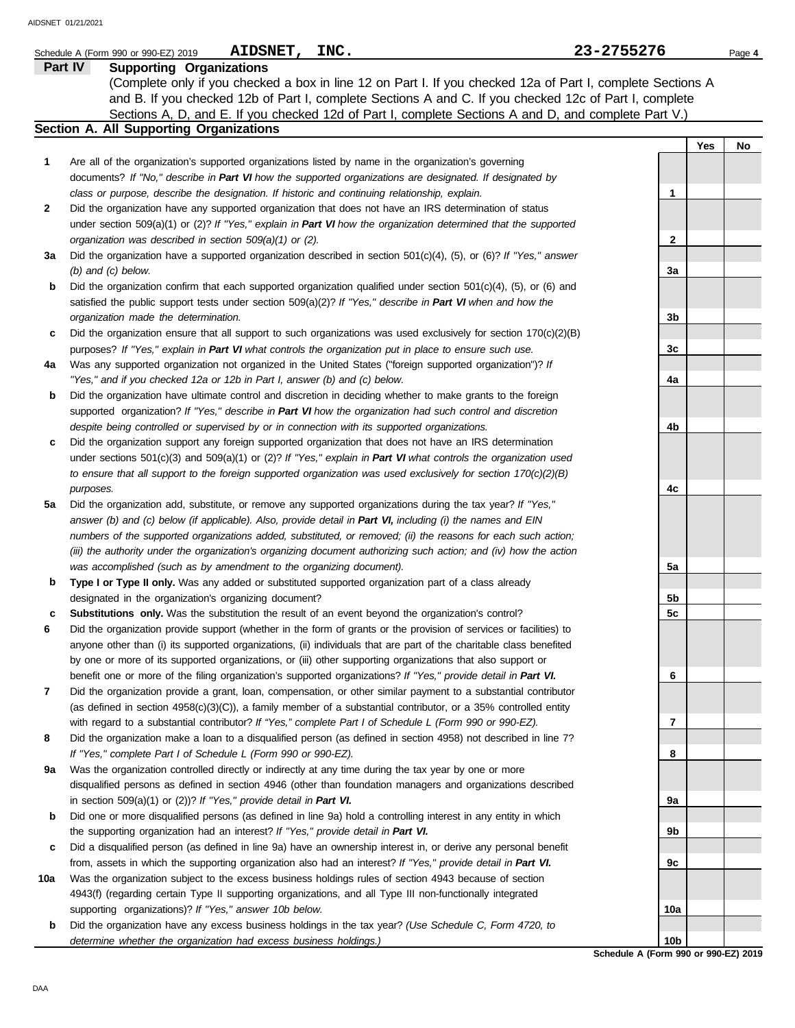Schedule A (Form 990 or 990-EZ) 2019 **AIDSNET, INC.** **23-2755276**

## Part IV Supporting Organizations

(Complete only if you checked a box in line 12 on Part I. If you checked 12a of Part I, complete Sections A and B. If you checked 12b of Part I, complete Sections A and C. If you checked 12c of Part I, complete Sections A, D, and E. If you checked 12d of Part I, complete Sections A and D, and complete Part V.)

### Section A. All Supporting Organizations

| | | | Yes | No |
|---|---|---|---|---|
| **1** | Are all of the organization's supported organizations listed by name in the organization's governing documents? *If "No," describe in **Part VI** how the supported organizations are designated. If designated by class or purpose, describe the designation. If historic and continuing relationship, explain.* | 1 | | |
| **2** | Did the organization have any supported organization that does not have an IRS determination of status under section 509(a)(1) or (2)? *If "Yes," explain in **Part VI** how the organization determined that the supported organization was described in section 509(a)(1) or (2).* | 2 | | |
| **3a** | Did the organization have a supported organization described in section 501(c)(4), (5), or (6)? *If "Yes," answer (b) and (c) below.* | 3a | | |
| **b** | Did the organization confirm that each supported organization qualified under section 501(c)(4), (5), or (6) and satisfied the public support tests under section 509(a)(2)? *If "Yes," describe in **Part VI** when and how the organization made the determination.* | 3b | | |
| **c** | Did the organization ensure that all support to such organizations was used exclusively for section 170(c)(2)(B) purposes? *If "Yes," explain in **Part VI** what controls the organization put in place to ensure such use.* | 3c | | |
| **4a** | Was any supported organization not organized in the United States ("foreign supported organization")? *If "Yes," and if you checked 12a or 12b in Part I, answer (b) and (c) below.* | 4a | | |
| **b** | Did the organization have ultimate control and discretion in deciding whether to make grants to the foreign supported organization? *If "Yes," describe in **Part VI** how the organization had such control and discretion despite being controlled or supervised by or in connection with its supported organizations.* | 4b | | |
| **c** | Did the organization support any foreign supported organization that does not have an IRS determination under sections 501(c)(3) and 509(a)(1) or (2)? *If "Yes," explain in **Part VI** what controls the organization used to ensure that all support to the foreign supported organization was used exclusively for section 170(c)(2)(B) purposes.* | 4c | | |
| **5a** | Did the organization add, substitute, or remove any supported organizations during the tax year? *If "Yes," answer (b) and (c) below (if applicable). Also, provide detail in **Part VI,** including (i) the names and EIN numbers of the supported organizations added, substituted, or removed; (ii) the reasons for each such action; (iii) the authority under the organization's organizing document authorizing such action; and (iv) how the action was accomplished (such as by amendment to the organizing document).* | 5a | | |
| **b** | **Type I or Type II only.** Was any added or substituted supported organization part of a class already designated in the organization's organizing document? | 5b | | |
| **c** | **Substitutions only.** Was the substitution the result of an event beyond the organization's control? | 5c | | |
| **6** | Did the organization provide support (whether in the form of grants or the provision of services or facilities) to anyone other than (i) its supported organizations, (ii) individuals that are part of the charitable class benefited by one or more of its supported organizations, or (iii) other supporting organizations that also support or benefit one or more of the filing organization's supported organizations? *If "Yes," provide detail in **Part VI.*** | 6 | | |
| **7** | Did the organization provide a grant, loan, compensation, or other similar payment to a substantial contributor (as defined in section 4958(c)(3)(C)), a family member of a substantial contributor, or a 35% controlled entity with regard to a substantial contributor? *If "Yes," complete Part I of Schedule L (Form 990 or 990-EZ).* | 7 | | |
| **8** | Did the organization make a loan to a disqualified person (as defined in section 4958) not described in line 7? *If "Yes," complete Part I of Schedule L (Form 990 or 990-EZ).* | 8 | | |
| **9a** | Was the organization controlled directly or indirectly at any time during the tax year by one or more disqualified persons as defined in section 4946 (other than foundation managers and organizations described in section 509(a)(1) or (2))? *If "Yes," provide detail in **Part VI.*** | 9a | | |
| **b** | Did one or more disqualified persons (as defined in line 9a) hold a controlling interest in any entity in which the supporting organization had an interest? *If "Yes," provide detail in **Part VI.*** | 9b | | |
| **c** | Did a disqualified person (as defined in line 9a) have an ownership interest in, or derive any personal benefit from, assets in which the supporting organization also had an interest? *If "Yes," provide detail in **Part VI.*** | 9c | | |
| **10a** | Was the organization subject to the excess business holdings rules of section 4943 because of section 4943(f) (regarding certain Type II supporting organizations, and all Type III non-functionally integrated supporting organizations)? *If "Yes," answer 10b below.* | 10a | | |
| **b** | Did the organization have any excess business holdings in the tax year? *(Use Schedule C, Form 4720, to determine whether the organization had excess business holdings.)* | 10b | | |

**Schedule A (Form 990 or 990-EZ) 2019**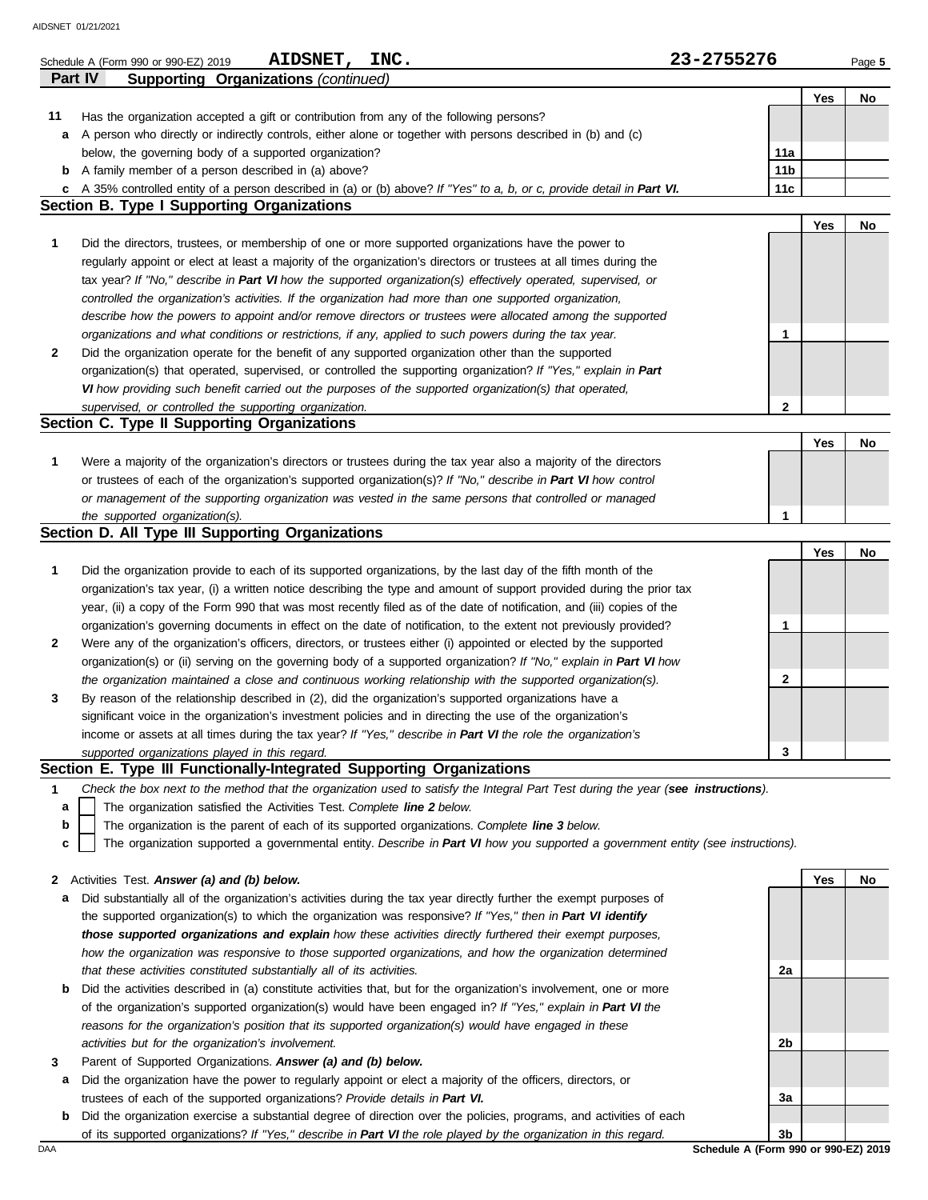Schedule A (Form 990 or 990-EZ) 2019 **AIDSNET, INC.** **23-2755276** Page **5**

## Part IV Supporting Organizations *(continued)*

| | | | Yes | No |
|---|---|---|---|---|
| **11** | Has the organization accepted a gift or contribution from any of the following persons? | | | |
| **a** | A person who directly or indirectly controls, either alone or together with persons described in (b) and (c) below, the governing body of a supported organization? | **11a** | | |
| **b** | A family member of a person described in (a) above? | **11b** | | |
| **c** | A 35% controlled entity of a person described in (a) or (b) above? *If "Yes" to a, b, or c, provide detail in* ***Part VI.*** | **11c** | | |

### Section B. Type I Supporting Organizations

| | | | Yes | No |
|---|---|---|---|---|
| **1** | Did the directors, trustees, or membership of one or more supported organizations have the power to regularly appoint or elect at least a majority of the organization's directors or trustees at all times during the tax year? *If "No," describe in* ***Part VI*** *how the supported organization(s) effectively operated, supervised, or controlled the organization's activities. If the organization had more than one supported organization, describe how the powers to appoint and/or remove directors or trustees were allocated among the supported organizations and what conditions or restrictions, if any, applied to such powers during the tax year.* | **1** | | |
| **2** | Did the organization operate for the benefit of any supported organization other than the supported organization(s) that operated, supervised, or controlled the supporting organization? *If "Yes," explain in* ***Part VI*** *how providing such benefit carried out the purposes of the supported organization(s) that operated, supervised, or controlled the supporting organization.* | **2** | | |

### Section C. Type II Supporting Organizations

| | | | Yes | No |
|---|---|---|---|---|
| **1** | Were a majority of the organization's directors or trustees during the tax year also a majority of the directors or trustees of each of the organization's supported organization(s)? *If "No," describe in* ***Part VI*** *how control or management of the supporting organization was vested in the same persons that controlled or managed the supported organization(s).* | **1** | | |

### Section D. All Type III Supporting Organizations

| | | | Yes | No |
|---|---|---|---|---|
| **1** | Did the organization provide to each of its supported organizations, by the last day of the fifth month of the organization's tax year, (i) a written notice describing the type and amount of support provided during the prior tax year, (ii) a copy of the Form 990 that was most recently filed as of the date of notification, and (iii) copies of the organization's governing documents in effect on the date of notification, to the extent not previously provided? | **1** | | |
| **2** | Were any of the organization's officers, directors, or trustees either (i) appointed or elected by the supported organization(s) or (ii) serving on the governing body of a supported organization? *If "No," explain in* ***Part VI*** *how the organization maintained a close and continuous working relationship with the supported organization(s).* | **2** | | |
| **3** | By reason of the relationship described in (2), did the organization's supported organizations have a significant voice in the organization's investment policies and in directing the use of the organization's income or assets at all times during the tax year? *If "Yes," describe in* ***Part VI*** *the role the organization's supported organizations played in this regard.* | **3** | | |

### Section E. Type III Functionally-Integrated Supporting Organizations

**1** *Check the box next to the method that the organization used to satisfy the Integral Part Test during the year (****see instructions****).*

- **a** ☐ The organization satisfied the Activities Test. *Complete* ***line 2*** *below.*
- **b** ☐ The organization is the parent of each of its supported organizations. *Complete* ***line 3*** *below.*
- **c** ☐ The organization supported a governmental entity. *Describe in* ***Part VI*** *how you supported a government entity (see instructions).*

| | | | Yes | No |
|---|---|---|---|---|
| **2** | Activities Test. ***Answer (a) and (b) below.*** | | | |
| **a** | Did substantially all of the organization's activities during the tax year directly further the exempt purposes of the supported organization(s) to which the organization was responsive? *If "Yes," then in* ***Part VI identify those supported organizations and explain*** *how these activities directly furthered their exempt purposes, how the organization was responsive to those supported organizations, and how the organization determined that these activities constituted substantially all of its activities.* | **2a** | | |
| **b** | Did the activities described in (a) constitute activities that, but for the organization's involvement, one or more of the organization's supported organization(s) would have been engaged in? *If "Yes," explain in* ***Part VI*** *the reasons for the organization's position that its supported organization(s) would have engaged in these activities but for the organization's involvement.* | **2b** | | |
| **3** | Parent of Supported Organizations. ***Answer (a) and (b) below.*** | | | |
| **a** | Did the organization have the power to regularly appoint or elect a majority of the officers, directors, or trustees of each of the supported organizations? ***Provide details in Part VI.*** | **3a** | | |
| **b** | Did the organization exercise a substantial degree of direction over the policies, programs, and activities of each of its supported organizations? *If "Yes," describe in* ***Part VI*** *the role played by the organization in this regard.* | **3b** | | |

DAA **Schedule A (Form 990 or 990-EZ) 2019**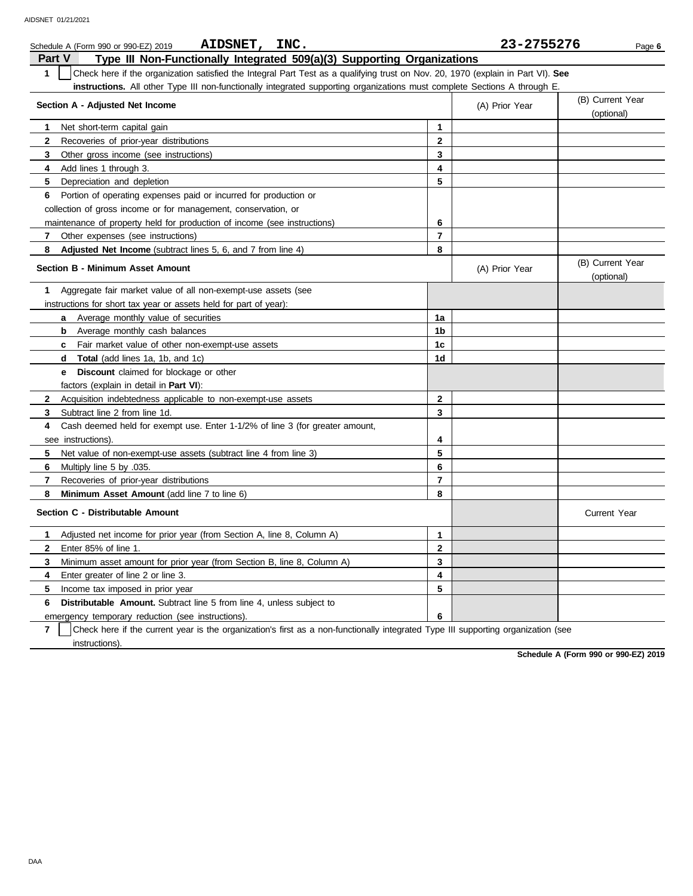Schedule A (Form 990 or 990-EZ) 2019 **AIDSNET, INC.** **23-2755276**

## Part V Type III Non-Functionally Integrated 509(a)(3) Supporting Organizations

**1** ☐ Check here if the organization satisfied the Integral Part Test as a qualifying trust on Nov. 20, 1970 (explain in Part VI). **See instructions.** All other Type III non-functionally integrated supporting organizations must complete Sections A through E.

| Section A - Adjusted Net Income | | (A) Prior Year | (B) Current Year (optional) |
|---|---|---|---|
| **1** Net short-term capital gain | 1 | | |
| **2** Recoveries of prior-year distributions | 2 | | |
| **3** Other gross income (see instructions) | 3 | | |
| **4** Add lines 1 through 3. | 4 | | |
| **5** Depreciation and depletion | 5 | | |
| **6** Portion of operating expenses paid or incurred for production or collection of gross income or for management, conservation, or maintenance of property held for production of income (see instructions) | 6 | | |
| **7** Other expenses (see instructions) | 7 | | |
| **8** **Adjusted Net Income** (subtract lines 5, 6, and 7 from line 4) | 8 | | |

| Section B - Minimum Asset Amount | | (A) Prior Year | (B) Current Year (optional) |
|---|---|---|---|
| **1** Aggregate fair market value of all non-exempt-use assets (see instructions for short tax year or assets held for part of year): | | | |
| **a** Average monthly value of securities | 1a | | |
| **b** Average monthly cash balances | 1b | | |
| **c** Fair market value of other non-exempt-use assets | 1c | | |
| **d** **Total** (add lines 1a, 1b, and 1c) | 1d | | |
| **e** **Discount** claimed for blockage or other factors (explain in detail in **Part VI**): | | | |
| **2** Acquisition indebtedness applicable to non-exempt-use assets | 2 | | |
| **3** Subtract line 2 from line 1d. | 3 | | |
| **4** Cash deemed held for exempt use. Enter 1-1/2% of line 3 (for greater amount, see instructions). | 4 | | |
| **5** Net value of non-exempt-use assets (subtract line 4 from line 3) | 5 | | |
| **6** Multiply line 5 by .035. | 6 | | |
| **7** Recoveries of prior-year distributions | 7 | | |
| **8** **Minimum Asset Amount** (add line 7 to line 6) | 8 | | |

| Section C - Distributable Amount | | | Current Year |
|---|---|---|---|
| **1** Adjusted net income for prior year (from Section A, line 8, Column A) | 1 | | |
| **2** Enter 85% of line 1. | 2 | | |
| **3** Minimum asset amount for prior year (from Section B, line 8, Column A) | 3 | | |
| **4** Enter greater of line 2 or line 3. | 4 | | |
| **5** Income tax imposed in prior year | 5 | | |
| **6** **Distributable Amount.** Subtract line 5 from line 4, unless subject to emergency temporary reduction (see instructions). | 6 | | |

**7** ☐ Check here if the current year is the organization's first as a non-functionally integrated Type III supporting organization (see instructions).

**Schedule A (Form 990 or 990-EZ) 2019**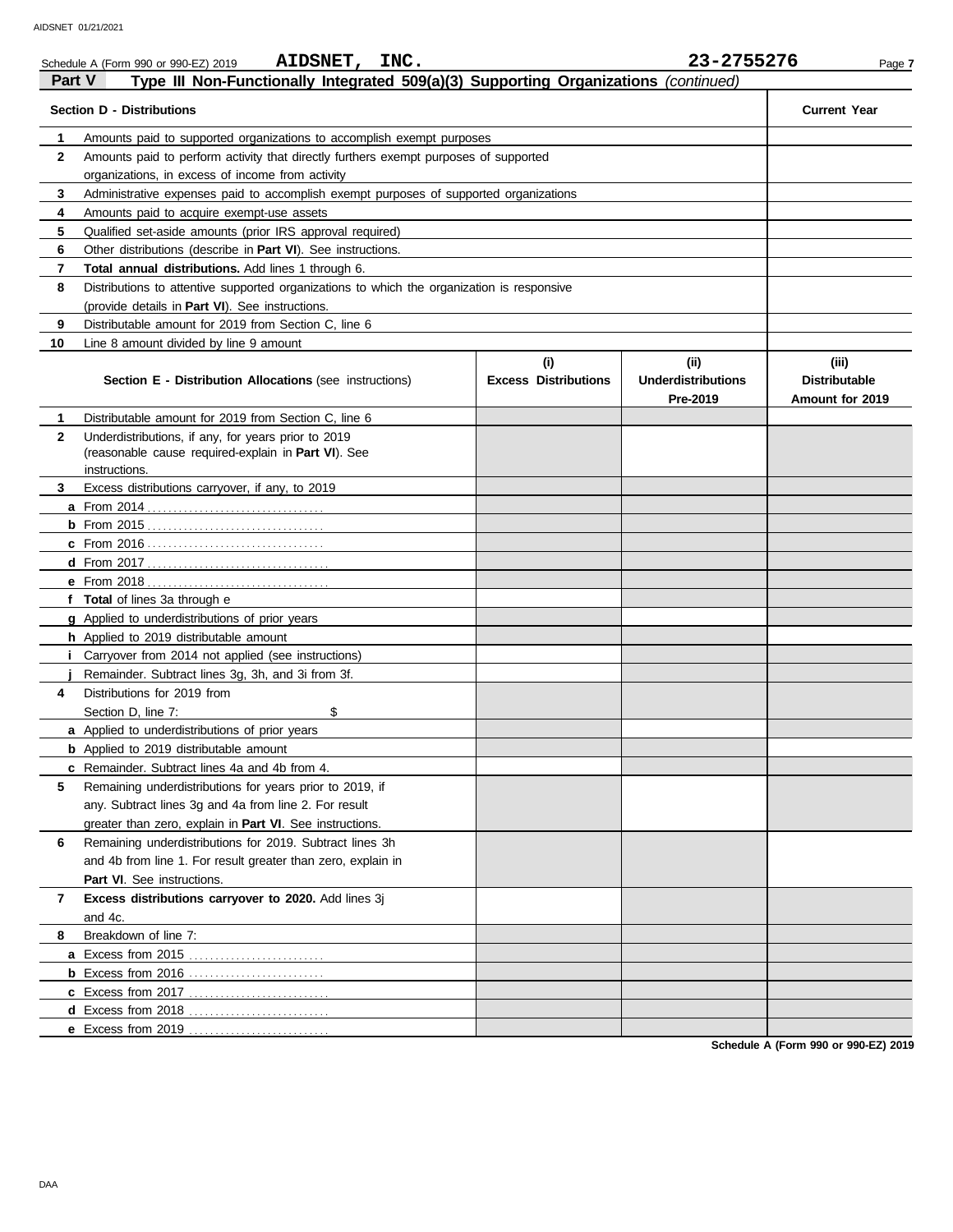Schedule A (Form 990 or 990-EZ) 2019 **AIDSNET, INC.** **23-2755276**

**Part V** **Type III Non-Functionally Integrated 509(a)(3) Supporting Organizations** *(continued)*

| | **Section D - Distributions** | **Current Year** |
|---|---|---|
| **1** | Amounts paid to supported organizations to accomplish exempt purposes | |
| **2** | Amounts paid to perform activity that directly furthers exempt purposes of supported organizations, in excess of income from activity | |
| **3** | Administrative expenses paid to accomplish exempt purposes of supported organizations | |
| **4** | Amounts paid to acquire exempt-use assets | |
| **5** | Qualified set-aside amounts (prior IRS approval required) | |
| **6** | Other distributions (describe in **Part VI**). See instructions. | |
| **7** | **Total annual distributions.** Add lines 1 through 6. | |
| **8** | Distributions to attentive supported organizations to which the organization is responsive (provide details in **Part VI**). See instructions. | |
| **9** | Distributable amount for 2019 from Section C, line 6 | |
| **10** | Line 8 amount divided by line 9 amount | |

| | **Section E - Distribution Allocations** (see instructions) | **(i) Excess Distributions** | **(ii) Underdistributions Pre-2019** | **(iii) Distributable Amount for 2019** |
|---|---|---|---|---|
| **1** | Distributable amount for 2019 from Section C, line 6 | | | |
| **2** | Underdistributions, if any, for years prior to 2019 (reasonable cause required-explain in **Part VI**). See instructions. | | | |
| **3** | Excess distributions carryover, if any, to 2019 | | | |
| **a** | From 2014 | | | |
| **b** | From 2015 | | | |
| **c** | From 2016 | | | |
| **d** | From 2017 | | | |
| **e** | From 2018 | | | |
| **f** | **Total** of lines 3a through e | | | |
| **g** | Applied to underdistributions of prior years | | | |
| **h** | Applied to 2019 distributable amount | | | |
| **i** | Carryover from 2014 not applied (see instructions) | | | |
| **j** | Remainder. Subtract lines 3g, 3h, and 3i from 3f. | | | |
| **4** | Distributions for 2019 from Section D, line 7: $ | | | |
| **a** | Applied to underdistributions of prior years | | | |
| **b** | Applied to 2019 distributable amount | | | |
| **c** | Remainder. Subtract lines 4a and 4b from 4. | | | |
| **5** | Remaining underdistributions for years prior to 2019, if any. Subtract lines 3g and 4a from line 2. For result greater than zero, explain in **Part VI**. See instructions. | | | |
| **6** | Remaining underdistributions for 2019. Subtract lines 3h and 4b from line 1. For result greater than zero, explain in **Part VI**. See instructions. | | | |
| **7** | **Excess distributions carryover to 2020.** Add lines 3j and 4c. | | | |
| **8** | Breakdown of line 7: | | | |
| **a** | Excess from 2015 | | | |
| **b** | Excess from 2016 | | | |
| **c** | Excess from 2017 | | | |
| **d** | Excess from 2018 | | | |
| **e** | Excess from 2019 | | | |

**Schedule A (Form 990 or 990-EZ) 2019**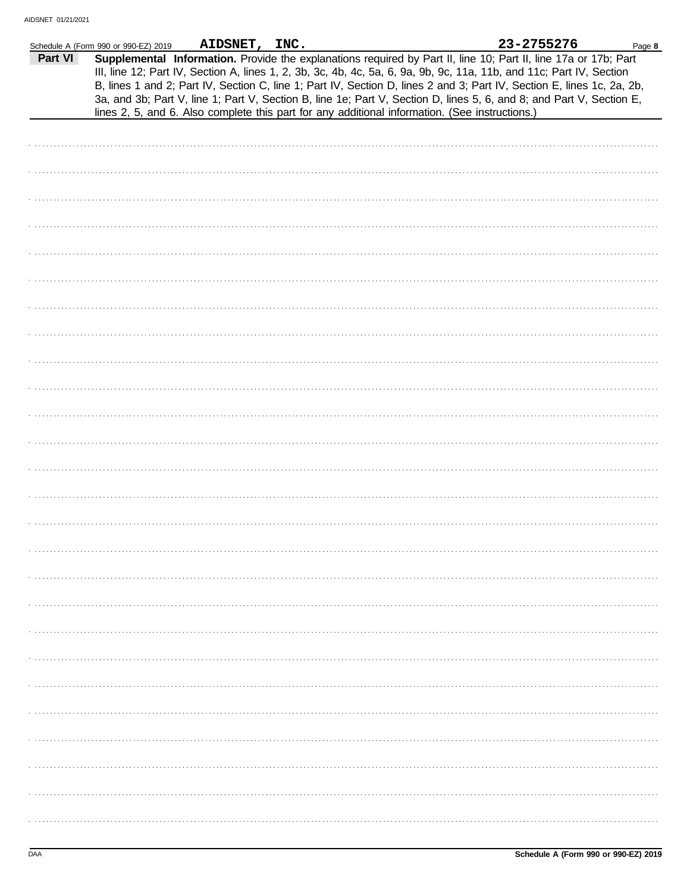Schedule A (Form 990 or 990-EZ) 2019 **AIDSNET, INC.** **23-2755276**

**Part VI** **Supplemental Information.** Provide the explanations required by Part II, line 10; Part II, line 17a or 17b; Part III, line 12; Part IV, Section A, lines 1, 2, 3b, 3c, 4b, 4c, 5a, 6, 9a, 9b, 9c, 11a, 11b, and 11c; Part IV, Section B, lines 1 and 2; Part IV, Section C, line 1; Part IV, Section D, lines 2 and 3; Part IV, Section E, lines 1c, 2a, 2b, 3a, and 3b; Part V, line 1; Part V, Section B, line 1e; Part V, Section D, lines 5, 6, and 8; and Part V, Section E, lines 2, 5, and 6. Also complete this part for any additional information. (See instructions.)

Schedule A (Form 990 or 990-EZ) 2019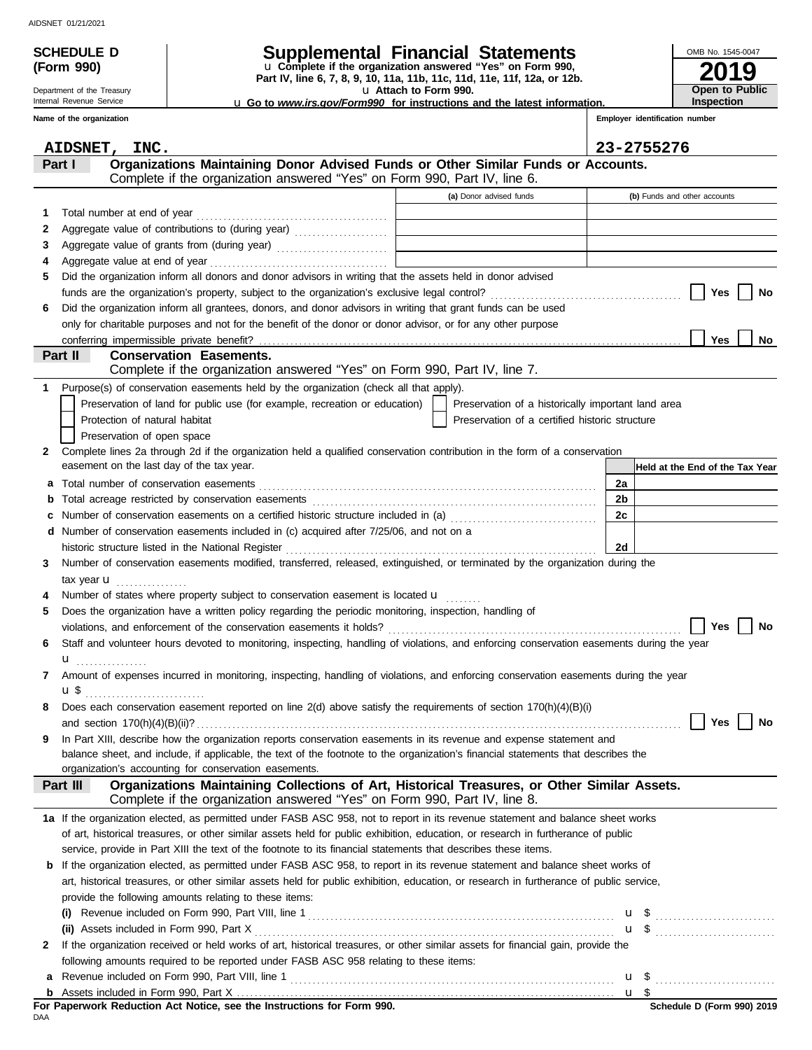**SCHEDULE D (Form 990)**

Department of the Treasury
Internal Revenue Service

# Supplemental Financial Statements

u Complete if the organization answered "Yes" on Form 990, Part IV, line 6, 7, 8, 9, 10, 11a, 11b, 11c, 11d, 11e, 11f, 12a, or 12b.
u Attach to Form 990.
u Go to *www.irs.gov/Form990* for instructions and the latest information.

OMB No. 1545-0047

**2019**

**Open to Public Inspection**

| Name of the organization | Employer identification number |
|---|---|
| AIDSNET, INC. | 23-2755276 |

## Part I Organizations Maintaining Donor Advised Funds or Other Similar Funds or Accounts.
Complete if the organization answered "Yes" on Form 990, Part IV, line 6.

| | | (a) Donor advised funds | (b) Funds and other accounts |
|---|---|---|---|
| 1 | Total number at end of year | | |
| 2 | Aggregate value of contributions to (during year) | | |
| 3 | Aggregate value of grants from (during year) | | |
| 4 | Aggregate value at end of year | | |

5 Did the organization inform all donors and donor advisors in writing that the assets held in donor advised funds are the organization's property, subject to the organization's exclusive legal control? ☐ Yes ☐ No

6 Did the organization inform all grantees, donors, and donor advisors in writing that grant funds can be used only for charitable purposes and not for the benefit of the donor or donor advisor, or for any other purpose conferring impermissible private benefit? ☐ Yes ☐ No

## Part II Conservation Easements.
Complete if the organization answered "Yes" on Form 990, Part IV, line 7.

1 Purpose(s) of conservation easements held by the organization (check all that apply).

- ☐ Preservation of land for public use (for example, recreation or education)
- ☐ Preservation of a historically important land area
- ☐ Protection of natural habitat
- ☐ Preservation of a certified historic structure
- ☐ Preservation of open space

2 Complete lines 2a through 2d if the organization held a qualified conservation contribution in the form of a conservation easement on the last day of the tax year.

| | | | Held at the End of the Tax Year |
|---|---|---|---|
| a | Total number of conservation easements | 2a | |
| b | Total acreage restricted by conservation easements | 2b | |
| c | Number of conservation easements on a certified historic structure included in (a) | 2c | |
| d | Number of conservation easements included in (c) acquired after 7/25/06, and not on a historic structure listed in the National Register | 2d | |

3 Number of conservation easements modified, transferred, released, extinguished, or terminated by the organization during the tax year u

4 Number of states where property subject to conservation easement is located u

5 Does the organization have a written policy regarding the periodic monitoring, inspection, handling of violations, and enforcement of the conservation easements it holds? ☐ Yes ☐ No

6 Staff and volunteer hours devoted to monitoring, inspecting, handling of violations, and enforcing conservation easements during the year u

7 Amount of expenses incurred in monitoring, inspecting, handling of violations, and enforcing conservation easements during the year u $

8 Does each conservation easement reported on line 2(d) above satisfy the requirements of section 170(h)(4)(B)(i) and section 170(h)(4)(B)(ii)? ☐ Yes ☐ No

9 In Part XIII, describe how the organization reports conservation easements in its revenue and expense statement and balance sheet, and include, if applicable, the text of the footnote to the organization's financial statements that describes the organization's accounting for conservation easements.

## Part III Organizations Maintaining Collections of Art, Historical Treasures, or Other Similar Assets.
Complete if the organization answered "Yes" on Form 990, Part IV, line 8.

1a If the organization elected, as permitted under FASB ASC 958, not to report in its revenue statement and balance sheet works of art, historical treasures, or other similar assets held for public exhibition, education, or research in furtherance of public service, provide in Part XIII the text of the footnote to its financial statements that describes these items.

b If the organization elected, as permitted under FASB ASC 958, to report in its revenue statement and balance sheet works of art, historical treasures, or other similar assets held for public exhibition, education, or research in furtherance of public service, provide the following amounts relating to these items:

(i) Revenue included on Form 990, Part VIII, line 1 u $

(ii) Assets included in Form 990, Part X u $

2 If the organization received or held works of art, historical treasures, or other similar assets for financial gain, provide the following amounts required to be reported under FASB ASC 958 relating to these items:

a Revenue included on Form 990, Part VIII, line 1 u $

b Assets included in Form 990, Part X u $

**For Paperwork Reduction Act Notice, see the Instructions for Form 990.**

Schedule D (Form 990) 2019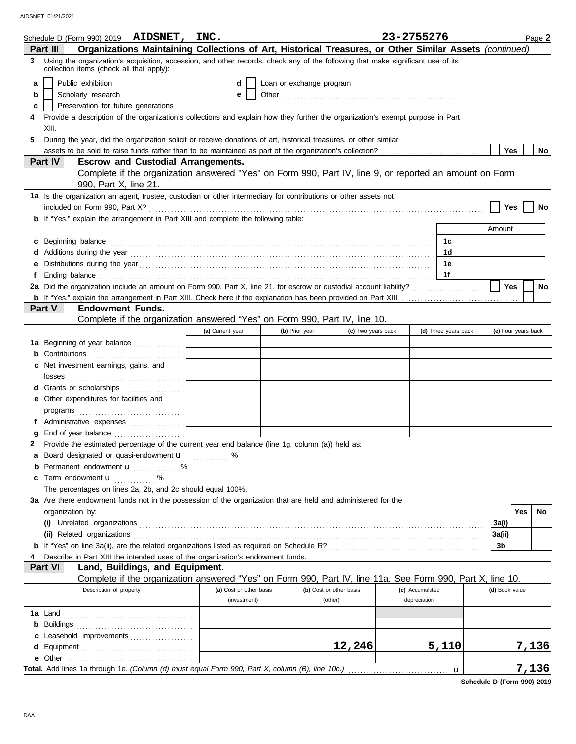Schedule D (Form 990) 2019 **AIDSNET, INC.** **23-2755276** Page **2**

**Part III — Organizations Maintaining Collections of Art, Historical Treasures, or Other Similar Assets** *(continued)*

**3** Using the organization's acquisition, accession, and other records, check any of the following that make significant use of its collection items (check all that apply):

- **a** ☐ Public exhibition
- **b** ☐ Scholarly research
- **c** ☐ Preservation for future generations
- **d** ☐ Loan or exchange program
- **e** ☐ Other ....................

**4** Provide a description of the organization's collections and explain how they further the organization's exempt purpose in Part XIII.

**5** During the year, did the organization solicit or receive donations of art, historical treasures, or other similar assets to be sold to raise funds rather than to be maintained as part of the organization's collection? ☐ Yes ☐ No

**Part IV — Escrow and Custodial Arrangements.**

Complete if the organization answered "Yes" on Form 990, Part IV, line 9, or reported an amount on Form 990, Part X, line 21.

**1a** Is the organization an agent, trustee, custodian or other intermediary for contributions or other assets not included on Form 990, Part X? ☐ Yes ☐ No

**b** If "Yes," explain the arrangement in Part XIII and complete the following table:

| | | Amount |
|---|---|---|
| **c** Beginning balance | 1c | |
| **d** Additions during the year | 1d | |
| **e** Distributions during the year | 1e | |
| **f** Ending balance | 1f | |

**2a** Did the organization include an amount on Form 990, Part X, line 21, for escrow or custodial account liability? ☐ Yes ☐ No

**b** If "Yes," explain the arrangement in Part XIII. Check here if the explanation has been provided on Part XIII ☐

**Part V — Endowment Funds.**

Complete if the organization answered "Yes" on Form 990, Part IV, line 10.

| | (a) Current year | (b) Prior year | (c) Two years back | (d) Three years back | (e) Four years back |
|---|---|---|---|---|---|
| **1a** Beginning of year balance | | | | | |
| **b** Contributions | | | | | |
| **c** Net investment earnings, gains, and losses | | | | | |
| **d** Grants or scholarships | | | | | |
| **e** Other expenditures for facilities and programs | | | | | |
| **f** Administrative expenses | | | | | |
| **g** End of year balance | | | | | |

**2** Provide the estimated percentage of the current year end balance (line 1g, column (a)) held as:

- **a** Board designated or quasi-endowment u ........ %
- **b** Permanent endowment u ........ %
- **c** Term endowment u ........ %

The percentages on lines 2a, 2b, and 2c should equal 100%.

**3a** Are there endowment funds not in the possession of the organization that are held and administered for the organization by:

| | | Yes | No |
|---|---|---|---|
| **(i)** Unrelated organizations | 3a(i) | | |
| **(ii)** Related organizations | 3a(ii) | | |
| **b** If "Yes" on line 3a(ii), are the related organizations listed as required on Schedule R? | 3b | | |

**4** Describe in Part XIII the intended uses of the organization's endowment funds.

**Part VI — Land, Buildings, and Equipment.**

Complete if the organization answered "Yes" on Form 990, Part IV, line 11a. See Form 990, Part X, line 10.

| Description of property | (a) Cost or other basis (investment) | (b) Cost or other basis (other) | (c) Accumulated depreciation | (d) Book value |
|---|---|---|---|---|
| **1a** Land | | | | |
| **b** Buildings | | | | |
| **c** Leasehold improvements | | | | |
| **d** Equipment | | 12,246 | 5,110 | 7,136 |
| **e** Other | | | | |
| **Total.** Add lines 1a through 1e. *(Column (d) must equal Form 990, Part X, column (B), line 10c.)* u | | | | 7,136 |

**Schedule D (Form 990) 2019**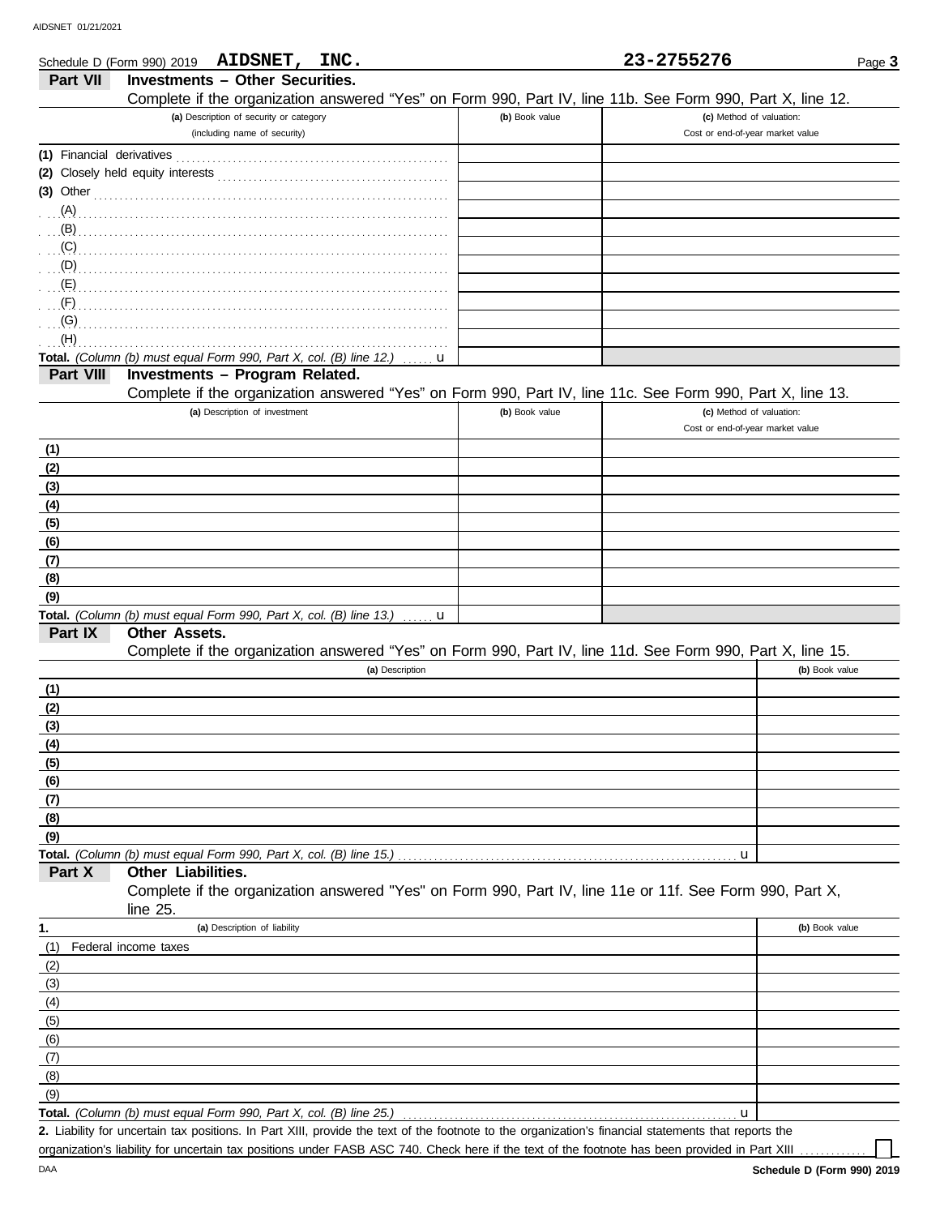Schedule D (Form 990) 2019 **AIDSNET, INC.** **23-2755276** Page **3**

## Part VII Investments – Other Securities.

Complete if the organization answered "Yes" on Form 990, Part IV, line 11b. See Form 990, Part X, line 12.

| (a) Description of security or category (including name of security) | (b) Book value | (c) Method of valuation: Cost or end-of-year market value |
|---|---|---|
| (1) Financial derivatives | | |
| (2) Closely held equity interests | | |
| (3) Other | | |
| (A) | | |
| (B) | | |
| (C) | | |
| (D) | | |
| (E) | | |
| (F) | | |
| (G) | | |
| (H) | | |
| **Total.** *(Column (b) must equal Form 990, Part X, col. (B) line 12.)* u | | |

## Part VIII Investments – Program Related.

Complete if the organization answered "Yes" on Form 990, Part IV, line 11c. See Form 990, Part X, line 13.

| (a) Description of investment | (b) Book value | (c) Method of valuation: Cost or end-of-year market value |
|---|---|---|
| (1) | | |
| (2) | | |
| (3) | | |
| (4) | | |
| (5) | | |
| (6) | | |
| (7) | | |
| (8) | | |
| (9) | | |
| **Total.** *(Column (b) must equal Form 990, Part X, col. (B) line 13.)* u | | |

## Part IX Other Assets.

Complete if the organization answered "Yes" on Form 990, Part IV, line 11d. See Form 990, Part X, line 15.

| (a) Description | (b) Book value |
|---|---|
| (1) | |
| (2) | |
| (3) | |
| (4) | |
| (5) | |
| (6) | |
| (7) | |
| (8) | |
| (9) | |
| **Total.** *(Column (b) must equal Form 990, Part X, col. (B) line 15.)* u | |

## Part X Other Liabilities.

Complete if the organization answered "Yes" on Form 990, Part IV, line 11e or 11f. See Form 990, Part X, line 25.

| 1. (a) Description of liability | (b) Book value |
|---|---|
| (1) Federal income taxes | |
| (2) | |
| (3) | |
| (4) | |
| (5) | |
| (6) | |
| (7) | |
| (8) | |
| (9) | |
| **Total.** *(Column (b) must equal Form 990, Part X, col. (B) line 25.)* u | |

**2.** Liability for uncertain tax positions. In Part XIII, provide the text of the footnote to the organization's financial statements that reports the organization's liability for uncertain tax positions under FASB ASC 740. Check here if the text of the footnote has been provided in Part XIII ☐

**Schedule D (Form 990) 2019**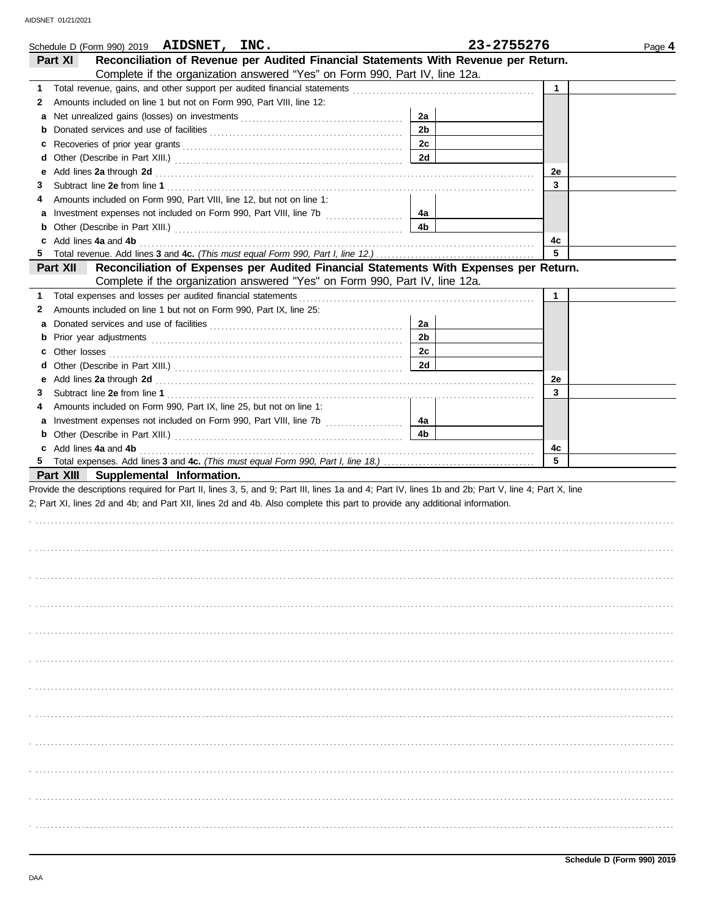Schedule D (Form 990) 2019 **AIDSNET, INC.** **23-2755276** Page **4**

## Part XI Reconciliation of Revenue per Audited Financial Statements With Revenue per Return.

Complete if the organization answered "Yes" on Form 990, Part IV, line 12a.

| | | | | | |
|---|---|---|---|---|---|
| **1** | Total revenue, gains, and other support per audited financial statements | | | 1 | |
| **2** | Amounts included on line 1 but not on Form 990, Part VIII, line 12: | | | | |
| **a** | Net unrealized gains (losses) on investments | 2a | | | |
| **b** | Donated services and use of facilities | 2b | | | |
| **c** | Recoveries of prior year grants | 2c | | | |
| **d** | Other (Describe in Part XIII.) | 2d | | | |
| **e** | Add lines **2a** through **2d** | | | 2e | |
| **3** | Subtract line **2e** from line **1** | | | 3 | |
| **4** | Amounts included on Form 990, Part VIII, line 12, but not on line 1: | | | | |
| **a** | Investment expenses not included on Form 990, Part VIII, line 7b | 4a | | | |
| **b** | Other (Describe in Part XIII.) | 4b | | | |
| **c** | Add lines **4a** and **4b** | | | 4c | |
| **5** | Total revenue. Add lines **3** and **4c.** *(This must equal Form 990, Part I, line 12.)* | | | 5 | |

## Part XII Reconciliation of Expenses per Audited Financial Statements With Expenses per Return.

Complete if the organization answered "Yes" on Form 990, Part IV, line 12a.

| | | | | | |
|---|---|---|---|---|---|
| **1** | Total expenses and losses per audited financial statements | | | 1 | |
| **2** | Amounts included on line 1 but not on Form 990, Part IX, line 25: | | | | |
| **a** | Donated services and use of facilities | 2a | | | |
| **b** | Prior year adjustments | 2b | | | |
| **c** | Other losses | 2c | | | |
| **d** | Other (Describe in Part XIII.) | 2d | | | |
| **e** | Add lines **2a** through **2d** | | | 2e | |
| **3** | Subtract line **2e** from line **1** | | | 3 | |
| **4** | Amounts included on Form 990, Part IX, line 25, but not on line 1: | | | | |
| **a** | Investment expenses not included on Form 990, Part VIII, line 7b | 4a | | | |
| **b** | Other (Describe in Part XIII.) | 4b | | | |
| **c** | Add lines **4a** and **4b** | | | 4c | |
| **5** | Total expenses. Add lines **3** and **4c.** *(This must equal Form 990, Part I, line 18.)* | | | 5 | |

## Part XIII Supplemental Information.

Provide the descriptions required for Part II, lines 3, 5, and 9; Part III, lines 1a and 4; Part IV, lines 1b and 2b; Part V, line 4; Part X, line 2; Part XI, lines 2d and 4b; and Part XII, lines 2d and 4b. Also complete this part to provide any additional information.

**Schedule D (Form 990) 2019**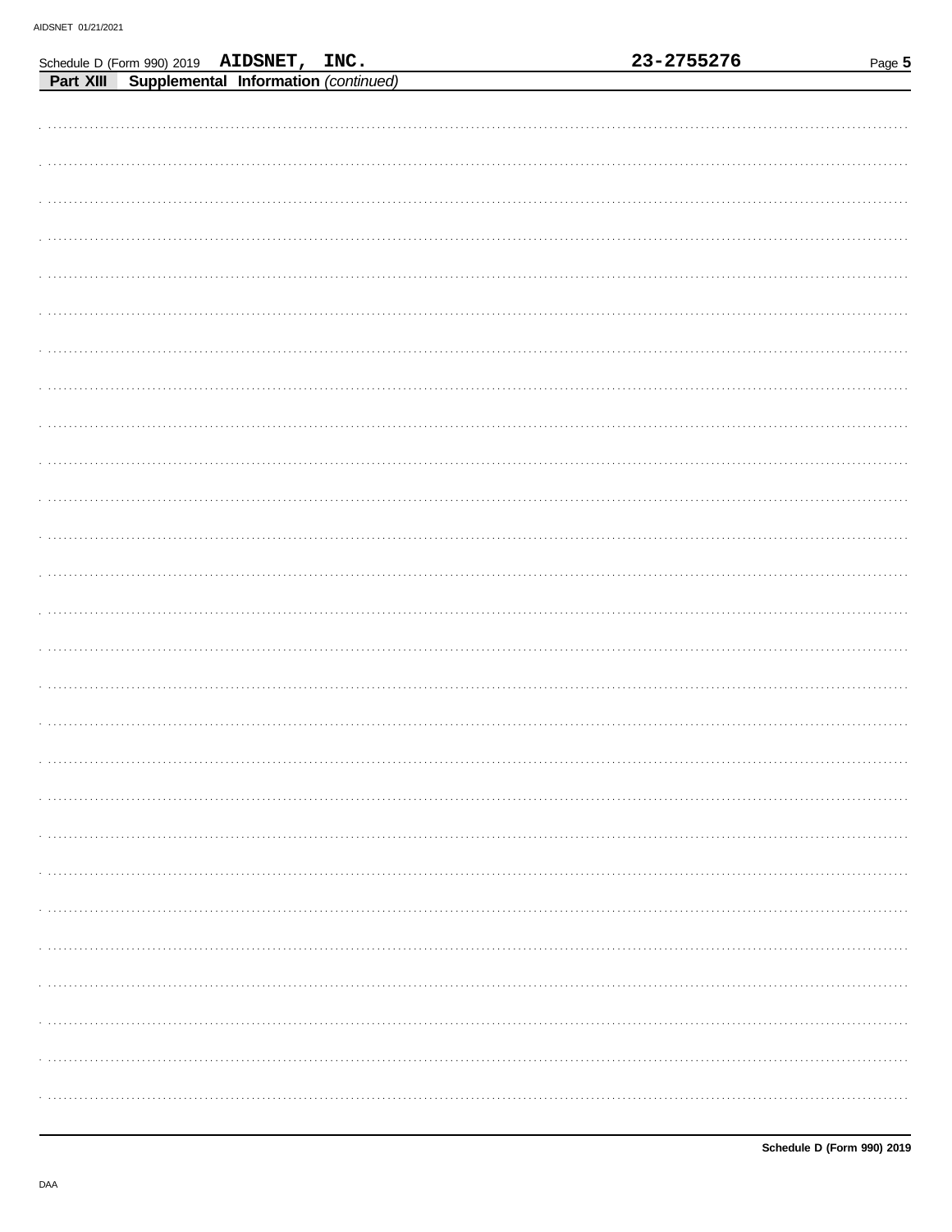Schedule D (Form 990) 2019 **AIDSNET, INC.** **23-2755276**

**Part XIII** **Supplemental Information** *(continued)*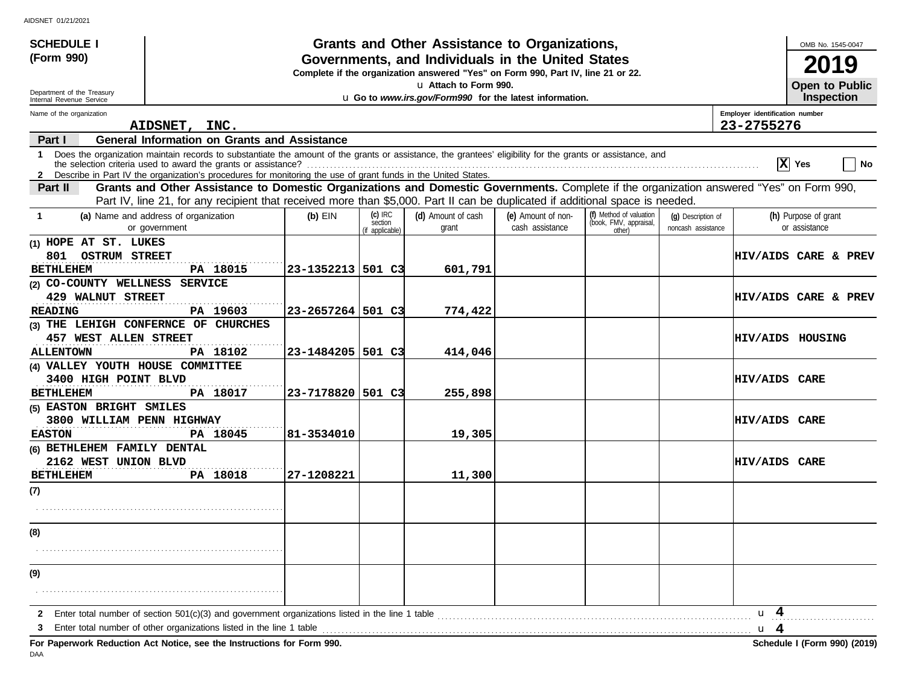**SCHEDULE I (Form 990)**

Department of the Treasury
Internal Revenue Service

# Grants and Other Assistance to Organizations, Governments, and Individuals in the United States

**Complete if the organization answered "Yes" on Form 990, Part IV, line 21 or 22.**

u Attach to Form 990.

u **Go to *www.irs.gov/Form990* for the latest information.**

OMB No. 1545-0047

**2019**

**Open to Public Inspection**

Name of the organization: **AIDSNET, INC.**

Employer identification number: **23-2755276**

## Part I General Information on Grants and Assistance

1 Does the organization maintain records to substantiate the amount of the grants or assistance, the grantees' eligibility for the grants or assistance, and the selection criteria used to award the grants or assistance? ..... [X] Yes [ ] No

2 Describe in Part IV the organization's procedures for monitoring the use of grant funds in the United States.

## Part II Grants and Other Assistance to Domestic Organizations and Domestic Governments.

Complete if the organization answered "Yes" on Form 990, Part IV, line 21, for any recipient that received more than $5,000. Part II can be duplicated if additional space is needed.

| 1 (a) Name and address of organization or government | (b) EIN | (c) IRC section (if applicable) | (d) Amount of cash grant | (e) Amount of non-cash assistance | (f) Method of valuation (book, FMV, appraisal, other) | (g) Description of noncash assistance | (h) Purpose of grant or assistance |
|---|---|---|---|---|---|---|---|
| (1) HOPE AT ST. LUKES<br>801 OSTRUM STREET<br>BETHLEHEM PA 18015 | 23-1352213 | 501 C3 | 601,791 | | | | HIV/AIDS CARE & PREV |
| (2) CO-COUNTY WELLNESS SERVICE<br>429 WALNUT STREET<br>READING PA 19603 | 23-2657264 | 501 C3 | 774,422 | | | | HIV/AIDS CARE & PREV |
| (3) THE LEHIGH CONFERNCE OF CHURCHES<br>457 WEST ALLEN STREET<br>ALLENTOWN PA 18102 | 23-1484205 | 501 C3 | 414,046 | | | | HIV/AIDS HOUSING |
| (4) VALLEY YOUTH HOUSE COMMITTEE<br>3400 HIGH POINT BLVD<br>BETHLEHEM PA 18017 | 23-7178820 | 501 C3 | 255,898 | | | | HIV/AIDS CARE |
| (5) EASTON BRIGHT SMILES<br>3800 WILLIAM PENN HIGHWAY<br>EASTON PA 18045 | 81-3534010 | | 19,305 | | | | HIV/AIDS CARE |
| (6) BETHLEHEM FAMILY DENTAL<br>2162 WEST UNION BLVD<br>BETHLEHEM PA 18018 | 27-1208221 | | 11,300 | | | | HIV/AIDS CARE |
| (7) | | | | | | | |
| (8) | | | | | | | |
| (9) | | | | | | | |

2 Enter total number of section 501(c)(3) and government organizations listed in the line 1 table ..... u 4

3 Enter total number of other organizations listed in the line 1 table ..... u 4

**For Paperwork Reduction Act Notice, see the Instructions for Form 990.** **Schedule I (Form 990) (2019)**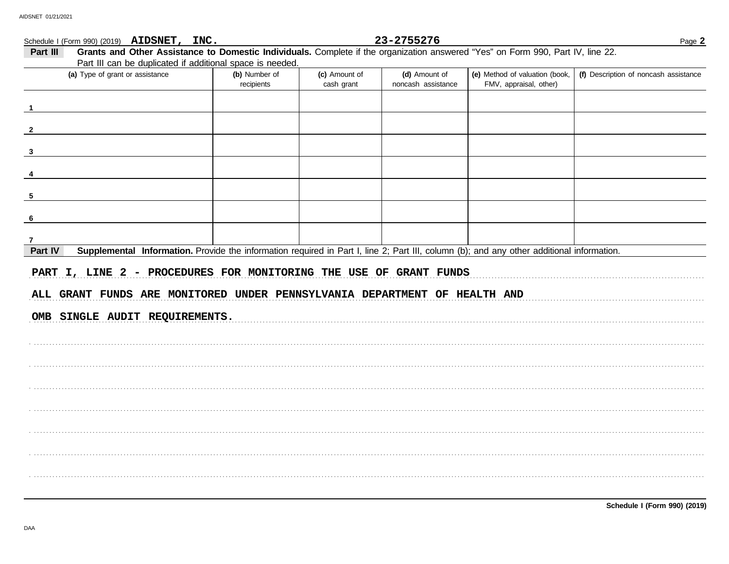Schedule I (Form 990) (2019) **AIDSNET, INC.** **23-2755276**

**Part III** **Grants and Other Assistance to Domestic Individuals.** Complete if the organization answered "Yes" on Form 990, Part IV, line 22. Part III can be duplicated if additional space is needed.

| (a) Type of grant or assistance | (b) Number of recipients | (c) Amount of cash grant | (d) Amount of noncash assistance | (e) Method of valuation (book, FMV, appraisal, other) | (f) Description of noncash assistance |
|---|---|---|---|---|---|
| 1 | | | | | |
| 2 | | | | | |
| 3 | | | | | |
| 4 | | | | | |
| 5 | | | | | |
| 6 | | | | | |
| 7 | | | | | |

**Part IV** **Supplemental Information.** Provide the information required in Part I, line 2; Part III, column (b); and any other additional information.

PART I, LINE 2 - PROCEDURES FOR MONITORING THE USE OF GRANT FUNDS

ALL GRANT FUNDS ARE MONITORED UNDER PENNSYLVANIA DEPARTMENT OF HEALTH AND OMB SINGLE AUDIT REQUIREMENTS.

**Schedule I (Form 990) (2019)**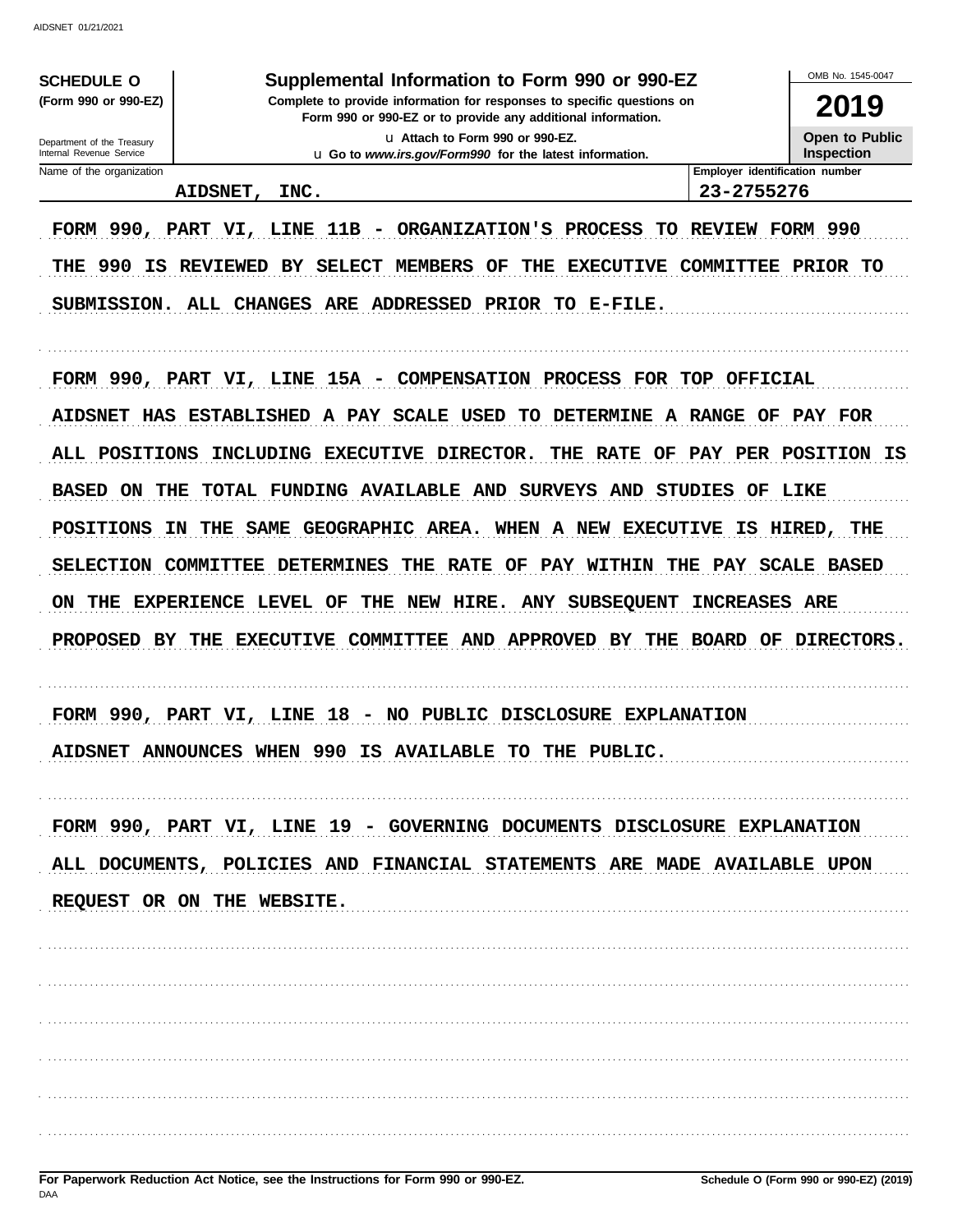**SCHEDULE O** (Form 990 or 990-EZ)

Department of the Treasury
Internal Revenue Service

# Supplemental Information to Form 990 or 990-EZ

**Complete to provide information for responses to specific questions on Form 990 or 990-EZ or to provide any additional information.**

**u Attach to Form 990 or 990-EZ.**

**u Go to *www.irs.gov/Form990* for the latest information.**

OMB No. 1545-0047

**2019**

**Open to Public Inspection**

| Name of the organization | Employer identification number |
|---|---|
| AIDSNET, INC. | 23-2755276 |

FORM 990, PART VI, LINE 11B - ORGANIZATION'S PROCESS TO REVIEW FORM 990

THE 990 IS REVIEWED BY SELECT MEMBERS OF THE EXECUTIVE COMMITTEE PRIOR TO SUBMISSION. ALL CHANGES ARE ADDRESSED PRIOR TO E-FILE.

FORM 990, PART VI, LINE 15A - COMPENSATION PROCESS FOR TOP OFFICIAL

AIDSNET HAS ESTABLISHED A PAY SCALE USED TO DETERMINE A RANGE OF PAY FOR ALL POSITIONS INCLUDING EXECUTIVE DIRECTOR. THE RATE OF PAY PER POSITION IS BASED ON THE TOTAL FUNDING AVAILABLE AND SURVEYS AND STUDIES OF LIKE POSITIONS IN THE SAME GEOGRAPHIC AREA. WHEN A NEW EXECUTIVE IS HIRED, THE SELECTION COMMITTEE DETERMINES THE RATE OF PAY WITHIN THE PAY SCALE BASED ON THE EXPERIENCE LEVEL OF THE NEW HIRE. ANY SUBSEQUENT INCREASES ARE PROPOSED BY THE EXECUTIVE COMMITTEE AND APPROVED BY THE BOARD OF DIRECTORS.

FORM 990, PART VI, LINE 18 - NO PUBLIC DISCLOSURE EXPLANATION

AIDSNET ANNOUNCES WHEN 990 IS AVAILABLE TO THE PUBLIC.

FORM 990, PART VI, LINE 19 - GOVERNING DOCUMENTS DISCLOSURE EXPLANATION

ALL DOCUMENTS, POLICIES AND FINANCIAL STATEMENTS ARE MADE AVAILABLE UPON REQUEST OR ON THE WEBSITE.

**For Paperwork Reduction Act Notice, see the Instructions for Form 990 or 990-EZ.** **Schedule O (Form 990 or 990-EZ) (2019)**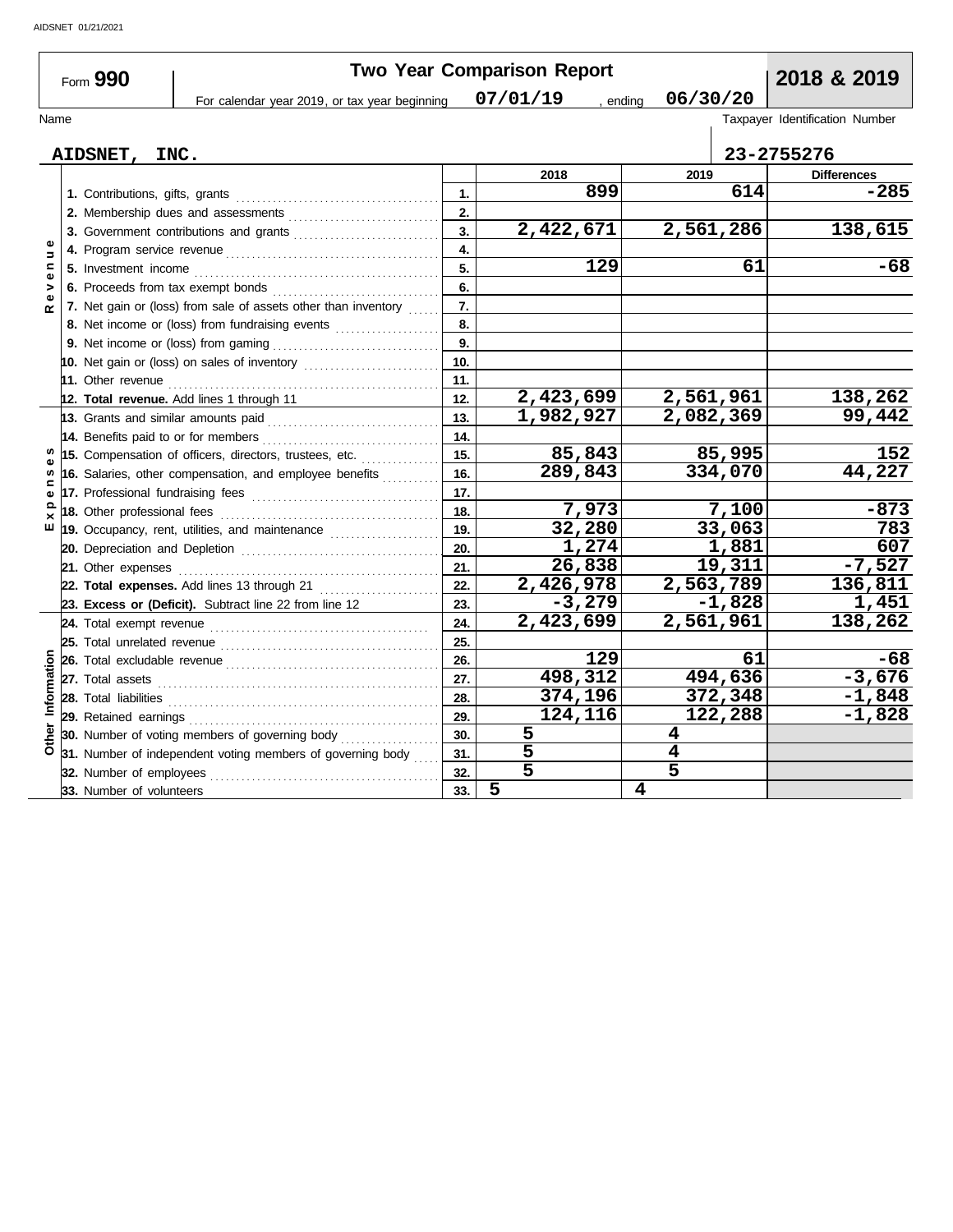AIDSNET 01/21/2021

# Form 990 — Two Year Comparison Report — 2018 & 2019

For calendar year 2019, or tax year beginning 07/01/19 , ending 06/30/20

| Name | Taxpayer Identification Number |
|---|---|
| AIDSNET, INC. | 23-2755276 |

| Section | Line | | 2018 | 2019 | Differences |
|---|---|---|---|---|---|
| Revenue | 1. Contributions, gifts, grants | 1. | 899 | 614 | -285 |
| | 2. Membership dues and assessments | 2. | | | |
| | 3. Government contributions and grants | 3. | 2,422,671 | 2,561,286 | 138,615 |
| | 4. Program service revenue | 4. | | | |
| | 5. Investment income | 5. | 129 | 61 | -68 |
| | 6. Proceeds from tax exempt bonds | 6. | | | |
| | 7. Net gain or (loss) from sale of assets other than inventory | 7. | | | |
| | 8. Net income or (loss) from fundraising events | 8. | | | |
| | 9. Net income or (loss) from gaming | 9. | | | |
| | 10. Net gain or (loss) on sales of inventory | 10. | | | |
| | 11. Other revenue | 11. | | | |
| | **12. Total revenue.** Add lines 1 through 11 | 12. | 2,423,699 | 2,561,961 | 138,262 |
| Expenses | 13. Grants and similar amounts paid | 13. | 1,982,927 | 2,082,369 | 99,442 |
| | 14. Benefits paid to or for members | 14. | | | |
| | 15. Compensation of officers, directors, trustees, etc. | 15. | 85,843 | 85,995 | 152 |
| | 16. Salaries, other compensation, and employee benefits | 16. | 289,843 | 334,070 | 44,227 |
| | 17. Professional fundraising fees | 17. | | | |
| | 18. Other professional fees | 18. | 7,973 | 7,100 | -873 |
| | 19. Occupancy, rent, utilities, and maintenance | 19. | 32,280 | 33,063 | 783 |
| | 20. Depreciation and Depletion | 20. | 1,274 | 1,881 | 607 |
| | 21. Other expenses | 21. | 26,838 | 19,311 | -7,527 |
| | **22. Total expenses.** Add lines 13 through 21 | 22. | 2,426,978 | 2,563,789 | 136,811 |
| | **23. Excess or (Deficit).** Subtract line 22 from line 12 | 23. | -3,279 | -1,828 | 1,451 |
| Other Information | 24. Total exempt revenue | 24. | 2,423,699 | 2,561,961 | 138,262 |
| | 25. Total unrelated revenue | 25. | | | |
| | 26. Total excludable revenue | 26. | 129 | 61 | -68 |
| | 27. Total assets | 27. | 498,312 | 494,636 | -3,676 |
| | 28. Total liabilities | 28. | 374,196 | 372,348 | -1,848 |
| | 29. Retained earnings | 29. | 124,116 | 122,288 | -1,828 |
| | 30. Number of voting members of governing body | 30. | 5 | 4 | |
| | 31. Number of independent voting members of governing body | 31. | 5 | 4 | |
| | 32. Number of employees | 32. | 5 | 5 | |
| | 33. Number of volunteers | 33. | 5 | 4 | |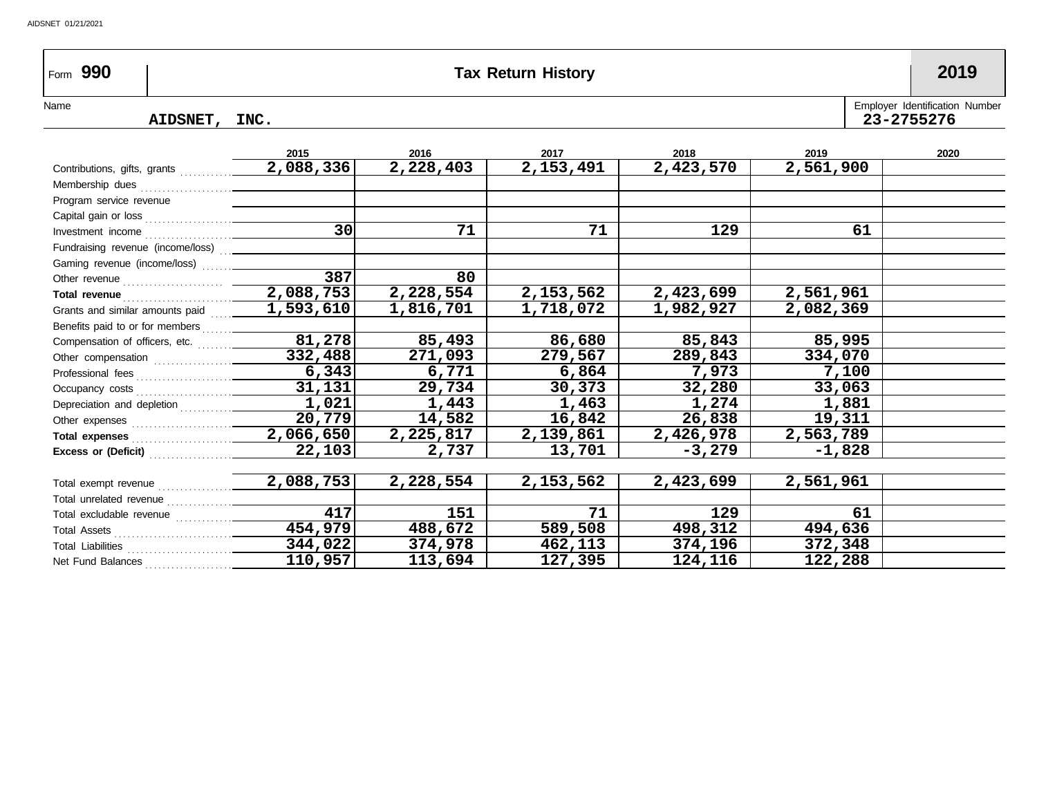Form **990** | **Tax Return History** | **2019**

Name: **AIDSNET, INC.**

Employer Identification Number: **23-2755276**

| | 2015 | 2016 | 2017 | 2018 | 2019 | 2020 |
|---|---|---|---|---|---|---|
| Contributions, gifts, grants | 2,088,336 | 2,228,403 | 2,153,491 | 2,423,570 | 2,561,900 | |
| Membership dues | | | | | | |
| Program service revenue | | | | | | |
| Capital gain or loss | | | | | | |
| Investment income | 30 | 71 | 71 | 129 | 61 | |
| Fundraising revenue (income/loss) | | | | | | |
| Gaming revenue (income/loss) | | | | | | |
| Other revenue | 387 | 80 | | | | |
| **Total revenue** | 2,088,753 | 2,228,554 | 2,153,562 | 2,423,699 | 2,561,961 | |
| Grants and similar amounts paid | 1,593,610 | 1,816,701 | 1,718,072 | 1,982,927 | 2,082,369 | |
| Benefits paid to or for members | | | | | | |
| Compensation of officers, etc. | 81,278 | 85,493 | 86,680 | 85,843 | 85,995 | |
| Other compensation | 332,488 | 271,093 | 279,567 | 289,843 | 334,070 | |
| Professional fees | 6,343 | 6,771 | 6,864 | 7,973 | 7,100 | |
| Occupancy costs | 31,131 | 29,734 | 30,373 | 32,280 | 33,063 | |
| Depreciation and depletion | 1,021 | 1,443 | 1,463 | 1,274 | 1,881 | |
| Other expenses | 20,779 | 14,582 | 16,842 | 26,838 | 19,311 | |
| **Total expenses** | 2,066,650 | 2,225,817 | 2,139,861 | 2,426,978 | 2,563,789 | |
| **Excess or (Deficit)** | 22,103 | 2,737 | 13,701 | -3,279 | -1,828 | |
| | | | | | | |
| Total exempt revenue | 2,088,753 | 2,228,554 | 2,153,562 | 2,423,699 | 2,561,961 | |
| Total unrelated revenue | | | | | | |
| Total excludable revenue | 417 | 151 | 71 | 129 | 61 | |
| Total Assets | 454,979 | 488,672 | 589,508 | 498,312 | 494,636 | |
| Total Liabilities | 344,022 | 374,978 | 462,113 | 374,196 | 372,348 | |
| Net Fund Balances | 110,957 | 113,694 | 127,395 | 124,116 | 122,288 | |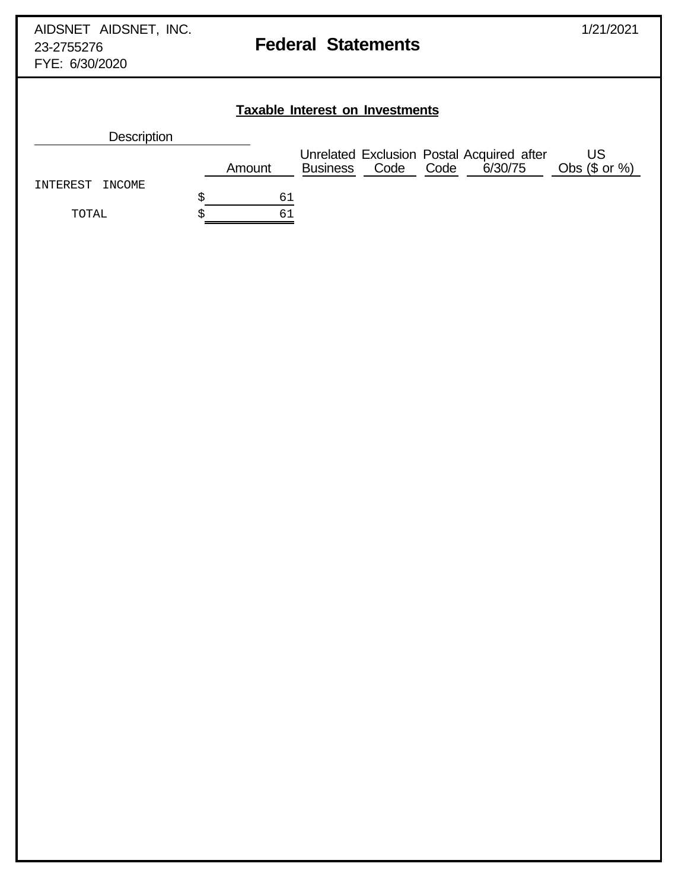AIDSNET AIDSNET, INC.
23-2755276
FYE: 6/30/2020

1/21/2021

# Federal Statements

## Taxable Interest on Investments

| Description | Amount | Unrelated Business | Exclusion Code | Postal Code | Acquired after 6/30/75 | US Obs ($ or %) |
|---|---|---|---|---|---|---|
| INTEREST INCOME | $ 61 | | | | | |
| TOTAL | $ 61 | | | | | |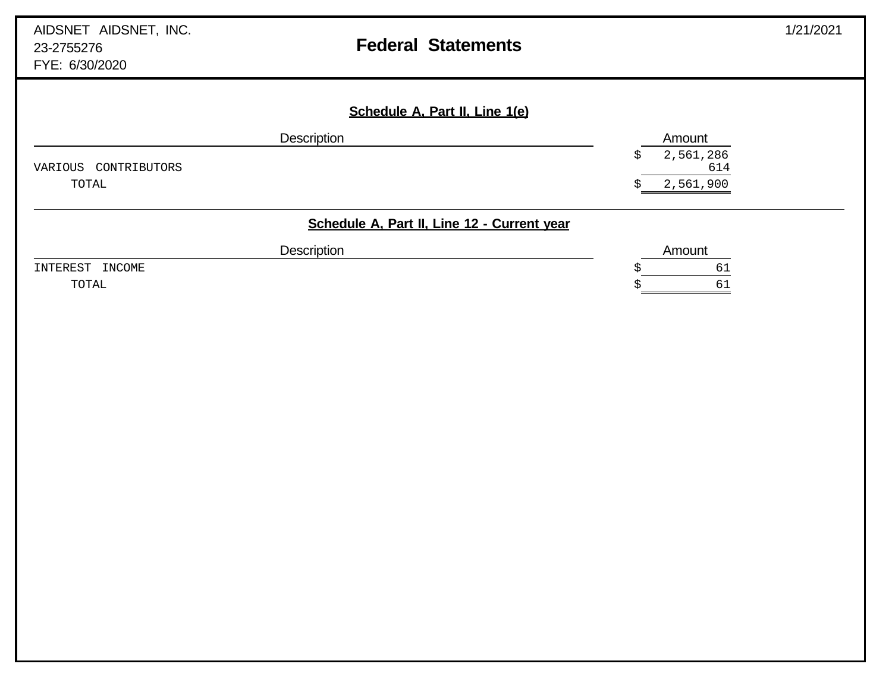AIDSNET AIDSNET, INC.
23-2755276
FYE: 6/30/2020

# Federal Statements

1/21/2021

## Schedule A, Part II, Line 1(e)

| Description | Amount |
|---|---|
| | $ 2,561,286 |
| VARIOUS CONTRIBUTORS | 614 |
| TOTAL | $ 2,561,900 |

## Schedule A, Part II, Line 12 - Current year

| Description | Amount |
|---|---|
| INTEREST INCOME | $ 61 |
| TOTAL | $ 61 |